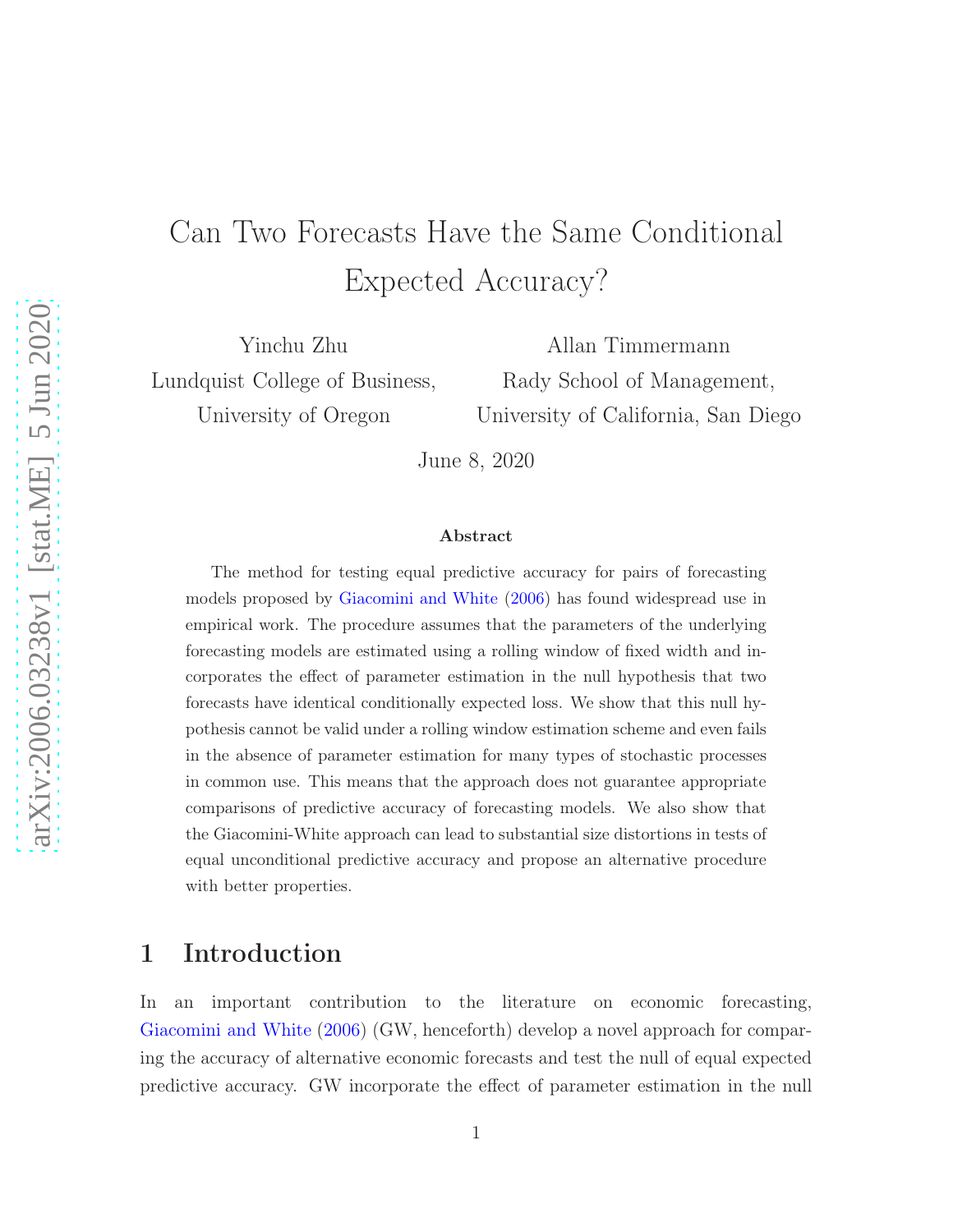# Can Two Forecasts Have the Same Conditional Expected Accuracy?

Yinchu Zhu
Lundquist College of Business,
University of Oregon

Allan Timmermann
Rady School of Management,
University of California, San Diego

June 8, 2020

**Abstract**

The method for testing equal predictive accuracy for pairs of forecasting models proposed by Giacomini and White (2006) has found widespread use in empirical work. The procedure assumes that the parameters of the underlying forecasting models are estimated using a rolling window of fixed width and incorporates the effect of parameter estimation in the null hypothesis that two forecasts have identical conditionally expected loss. We show that this null hypothesis cannot be valid under a rolling window estimation scheme and even fails in the absence of parameter estimation for many types of stochastic processes in common use. This means that the approach does not guarantee appropriate comparisons of predictive accuracy of forecasting models. We also show that the Giacomini-White approach can lead to substantial size distortions in tests of equal unconditional predictive accuracy and propose an alternative procedure with better properties.

## 1 Introduction

In an important contribution to the literature on economic forecasting, Giacomini and White (2006) (GW, henceforth) develop a novel approach for comparing the accuracy of alternative economic forecasts and test the null of equal expected predictive accuracy. GW incorporate the effect of parameter estimation in the null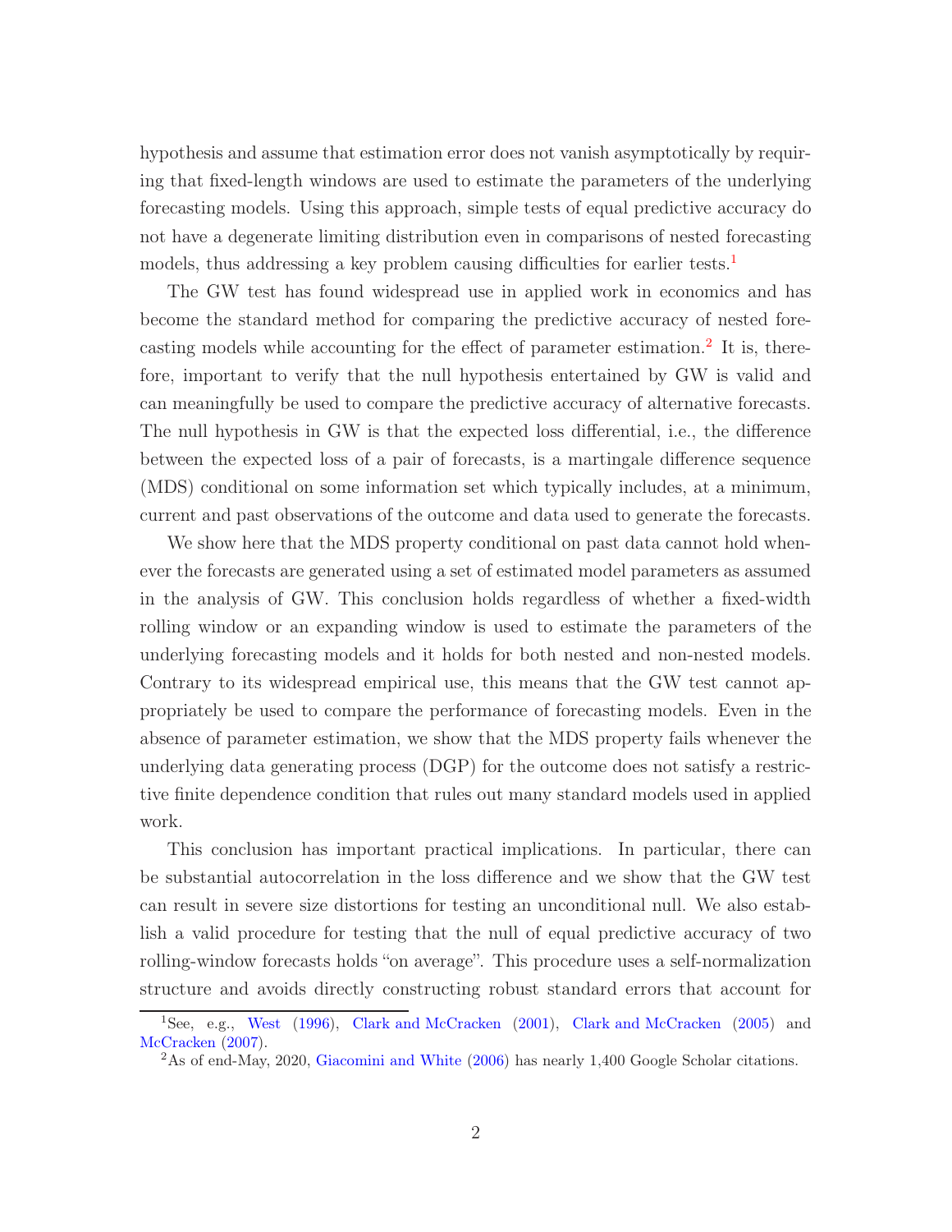hypothesis and assume that estimation error does not vanish asymptotically by requiring that fixed-length windows are used to estimate the parameters of the underlying forecasting models. Using this approach, simple tests of equal predictive accuracy do not have a degenerate limiting distribution even in comparisons of nested forecasting models, thus addressing a key problem causing difficulties for earlier tests.[1]

The GW test has found widespread use in applied work in economics and has become the standard method for comparing the predictive accuracy of nested forecasting models while accounting for the effect of parameter estimation.[2] It is, therefore, important to verify that the null hypothesis entertained by GW is valid and can meaningfully be used to compare the predictive accuracy of alternative forecasts. The null hypothesis in GW is that the expected loss differential, i.e., the difference between the expected loss of a pair of forecasts, is a martingale difference sequence (MDS) conditional on some information set which typically includes, at a minimum, current and past observations of the outcome and data used to generate the forecasts.

We show here that the MDS property conditional on past data cannot hold whenever the forecasts are generated using a set of estimated model parameters as assumed in the analysis of GW. This conclusion holds regardless of whether a fixed-width rolling window or an expanding window is used to estimate the parameters of the underlying forecasting models and it holds for both nested and non-nested models. Contrary to its widespread empirical use, this means that the GW test cannot appropriately be used to compare the performance of forecasting models. Even in the absence of parameter estimation, we show that the MDS property fails whenever the underlying data generating process (DGP) for the outcome does not satisfy a restrictive finite dependence condition that rules out many standard models used in applied work.

This conclusion has important practical implications. In particular, there can be substantial autocorrelation in the loss difference and we show that the GW test can result in severe size distortions for testing an unconditional null. We also establish a valid procedure for testing that the null of equal predictive accuracy of two rolling-window forecasts holds "on average". This procedure uses a self-normalization structure and avoids directly constructing robust standard errors that account for

[1]See, e.g., West (1996), Clark and McCracken (2001), Clark and McCracken (2005) and McCracken (2007).

[2]As of end-May, 2020, Giacomini and White (2006) has nearly 1,400 Google Scholar citations.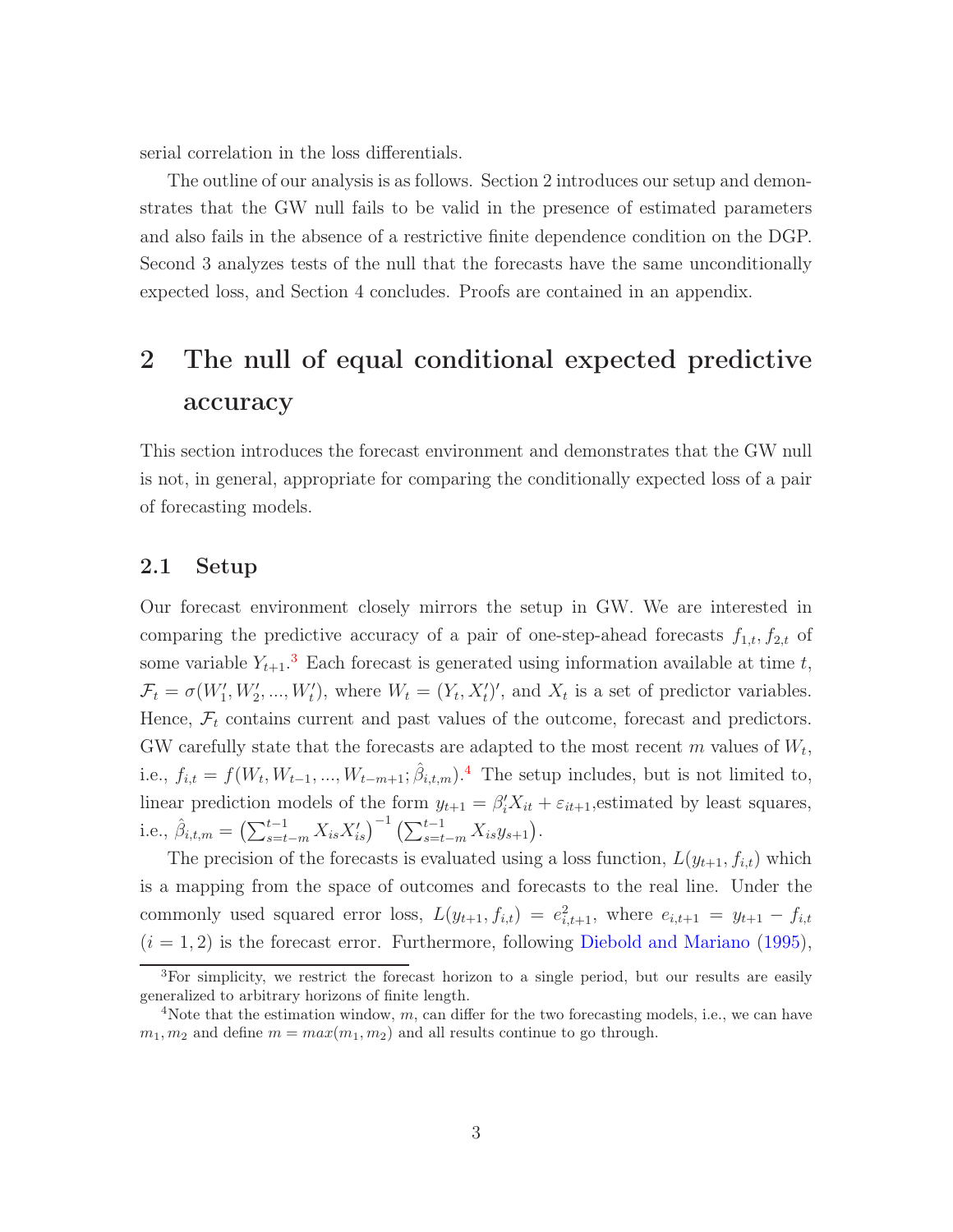serial correlation in the loss differentials.

The outline of our analysis is as follows. Section 2 introduces our setup and demonstrates that the GW null fails to be valid in the presence of estimated parameters and also fails in the absence of a restrictive finite dependence condition on the DGP. Second 3 analyzes tests of the null that the forecasts have the same unconditionally expected loss, and Section 4 concludes. Proofs are contained in an appendix.

# 2 The null of equal conditional expected predictive accuracy

This section introduces the forecast environment and demonstrates that the GW null is not, in general, appropriate for comparing the conditionally expected loss of a pair of forecasting models.

## 2.1 Setup

Our forecast environment closely mirrors the setup in GW. We are interested in comparing the predictive accuracy of a pair of one-step-ahead forecasts $f_{1,t}, f_{2,t}$ of some variable $Y_{t+1}$.[3] Each forecast is generated using information available at time $t$, $\mathcal{F}_t = \sigma(W_1', W_2', ..., W_t')$, where $W_t = (Y_t, X_t')'$, and $X_t$ is a set of predictor variables. Hence, $\mathcal{F}_t$ contains current and past values of the outcome, forecast and predictors. GW carefully state that the forecasts are adapted to the most recent $m$ values of $W_t$, i.e., $f_{i,t} = f(W_t, W_{t-1}, ..., W_{t-m+1}; \hat{\beta}_{i,t,m})$.[4] The setup includes, but is not limited to, linear prediction models of the form $y_{t+1} = \beta_i' X_{it} + \varepsilon_{it+1}$,estimated by least squares, i.e., $\hat{\beta}_{i,t,m} = \left(\sum_{s=t-m}^{t-1} X_{is} X_{is}'\right)^{-1} \left(\sum_{s=t-m}^{t-1} X_{is} y_{s+1}\right)$.

The precision of the forecasts is evaluated using a loss function, $L(y_{t+1}, f_{i,t})$ which is a mapping from the space of outcomes and forecasts to the real line. Under the commonly used squared error loss, $L(y_{t+1}, f_{i,t}) = e_{i,t+1}^2$, where $e_{i,t+1} = y_{t+1} - f_{i,t}$ $(i = 1, 2)$ is the forecast error. Furthermore, following Diebold and Mariano (1995),

[3] For simplicity, we restrict the forecast horizon to a single period, but our results are easily generalized to arbitrary horizons of finite length.

[4] Note that the estimation window, $m$, can differ for the two forecasting models, i.e., we can have $m_1, m_2$ and define $m = max(m_1, m_2)$ and all results continue to go through.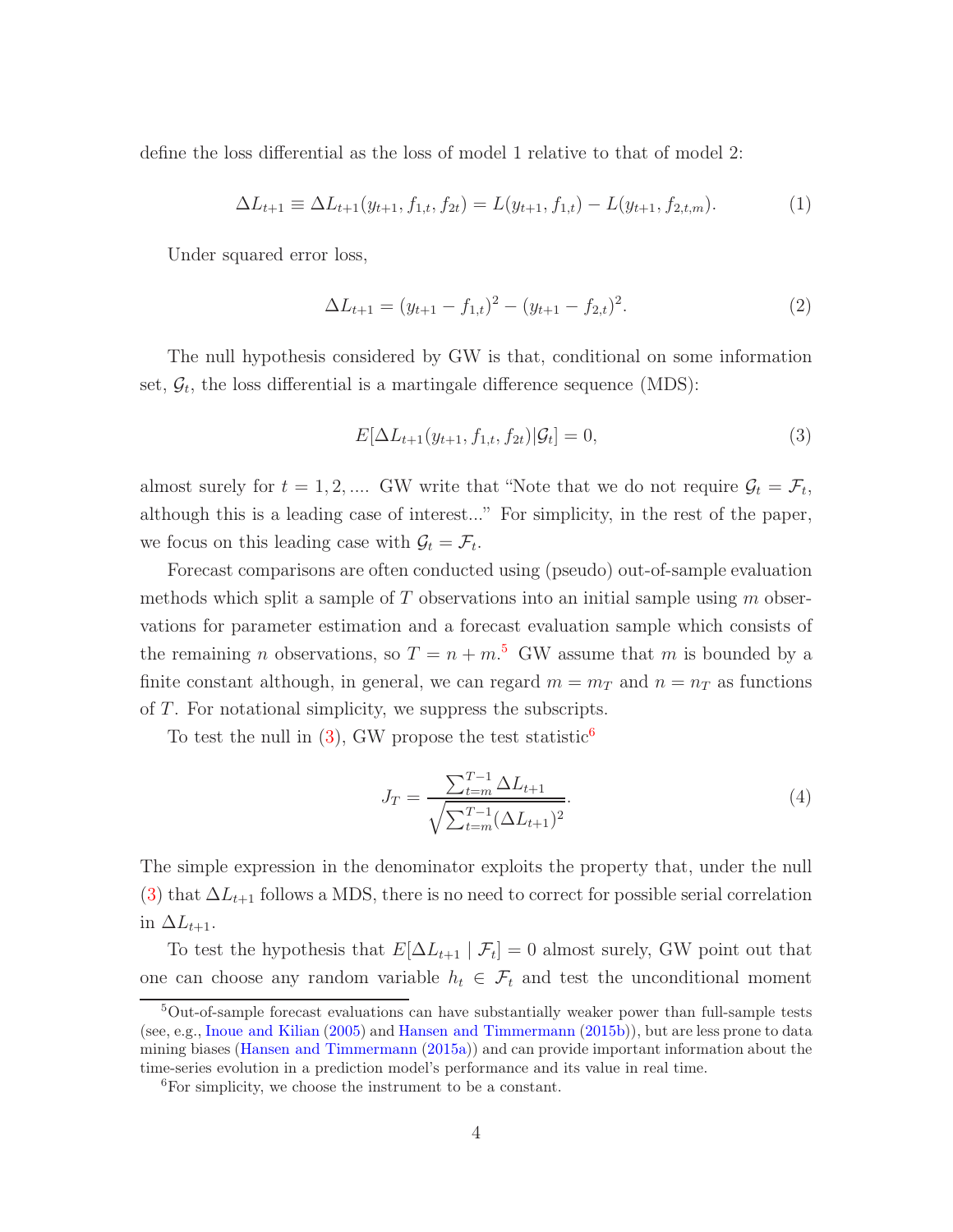define the loss differential as the loss of model 1 relative to that of model 2:

$$\Delta L_{t+1} \equiv \Delta L_{t+1}(y_{t+1}, f_{1,t}, f_{2t}) = L(y_{t+1}, f_{1,t}) - L(y_{t+1}, f_{2,t,m}). \tag{1}$$

Under squared error loss,

$$\Delta L_{t+1} = (y_{t+1} - f_{1,t})^2 - (y_{t+1} - f_{2,t})^2. \tag{2}$$

The null hypothesis considered by GW is that, conditional on some information set, $\mathcal{G}_t$, the loss differential is a martingale difference sequence (MDS):

$$E[\Delta L_{t+1}(y_{t+1}, f_{1,t}, f_{2t})|\mathcal{G}_t] = 0, \tag{3}$$

almost surely for $t = 1, 2, ....$ GW write that "Note that we do not require $\mathcal{G}_t = \mathcal{F}_t$, although this is a leading case of interest..." For simplicity, in the rest of the paper, we focus on this leading case with $\mathcal{G}_t = \mathcal{F}_t$.

Forecast comparisons are often conducted using (pseudo) out-of-sample evaluation methods which split a sample of $T$ observations into an initial sample using $m$ observations for parameter estimation and a forecast evaluation sample which consists of the remaining $n$ observations, so $T = n + m$.[5] GW assume that $m$ is bounded by a finite constant although, in general, we can regard $m = m_T$ and $n = n_T$ as functions of $T$. For notational simplicity, we suppress the subscripts.

To test the null in (3), GW propose the test statistic[6]

$$J_T = \frac{\sum_{t=m}^{T-1} \Delta L_{t+1}}{\sqrt{\sum_{t=m}^{T-1} (\Delta L_{t+1})^2}}. \tag{4}$$

The simple expression in the denominator exploits the property that, under the null (3) that $\Delta L_{t+1}$ follows a MDS, there is no need to correct for possible serial correlation in $\Delta L_{t+1}$.

To test the hypothesis that $E[\Delta L_{t+1} \mid \mathcal{F}_t] = 0$ almost surely, GW point out that one can choose any random variable $h_t \in \mathcal{F}_t$ and test the unconditional moment

[5] Out-of-sample forecast evaluations can have substantially weaker power than full-sample tests (see, e.g., Inoue and Kilian (2005) and Hansen and Timmermann (2015b)), but are less prone to data mining biases (Hansen and Timmermann (2015a)) and can provide important information about the time-series evolution in a prediction model's performance and its value in real time.

[6] For simplicity, we choose the instrument to be a constant.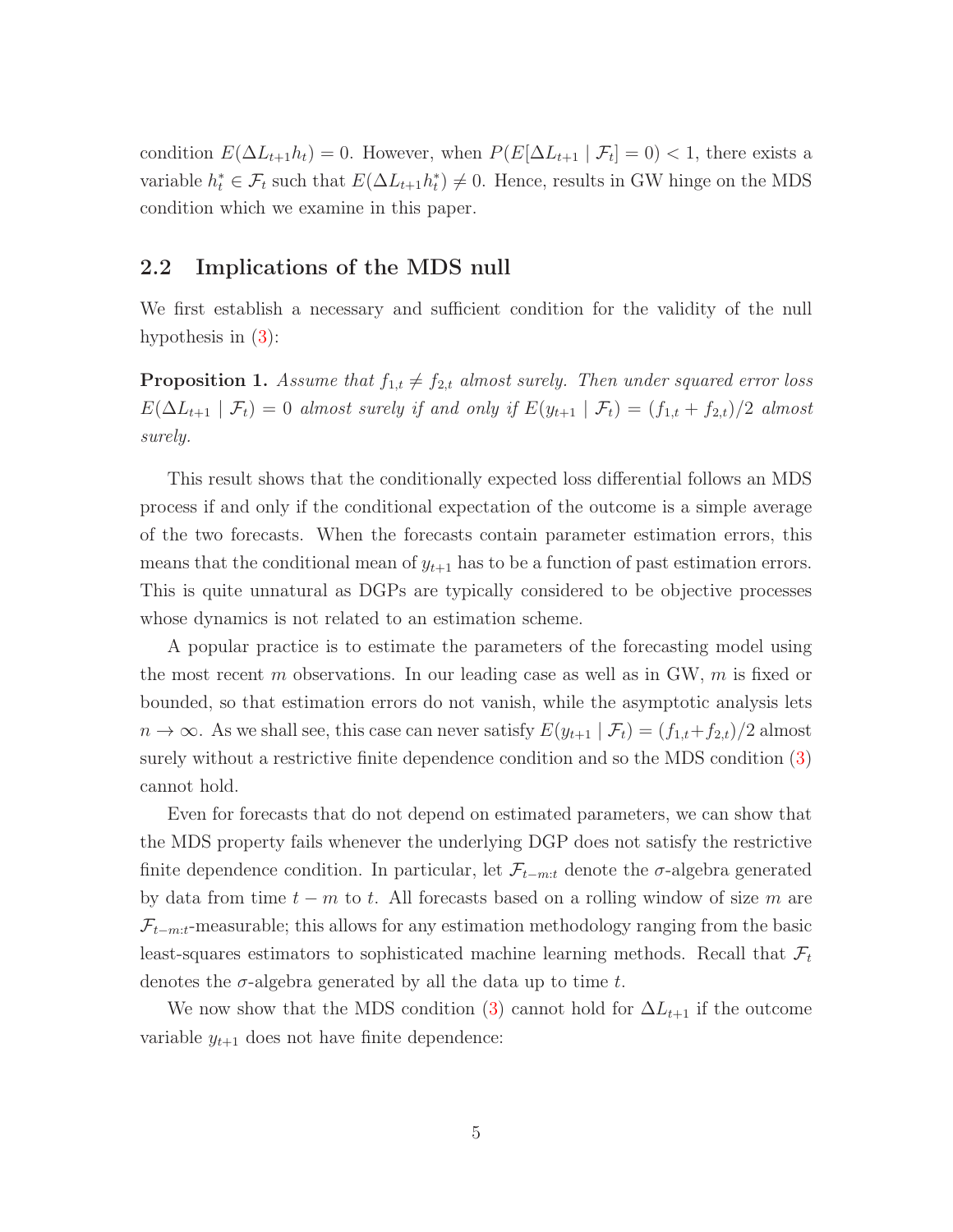condition $E(\Delta L_{t+1} h_t) = 0$. However, when $P(E[\Delta L_{t+1} \mid \mathcal{F}_t] = 0) < 1$, there exists a variable $h_t^* \in \mathcal{F}_t$ such that $E(\Delta L_{t+1} h_t^*) \neq 0$. Hence, results in GW hinge on the MDS condition which we examine in this paper.

## 2.2 Implications of the MDS null

We first establish a necessary and sufficient condition for the validity of the null hypothesis in (3):

**Proposition 1.** *Assume that $f_{1,t} \neq f_{2,t}$ almost surely. Then under squared error loss $E(\Delta L_{t+1} \mid \mathcal{F}_t) = 0$ almost surely if and only if $E(y_{t+1} \mid \mathcal{F}_t) = (f_{1,t} + f_{2,t})/2$ almost surely.*

This result shows that the conditionally expected loss differential follows an MDS process if and only if the conditional expectation of the outcome is a simple average of the two forecasts. When the forecasts contain parameter estimation errors, this means that the conditional mean of $y_{t+1}$ has to be a function of past estimation errors. This is quite unnatural as DGPs are typically considered to be objective processes whose dynamics is not related to an estimation scheme.

A popular practice is to estimate the parameters of the forecasting model using the most recent $m$ observations. In our leading case as well as in GW, $m$ is fixed or bounded, so that estimation errors do not vanish, while the asymptotic analysis lets $n \to \infty$. As we shall see, this case can never satisfy $E(y_{t+1} \mid \mathcal{F}_t) = (f_{1,t} + f_{2,t})/2$ almost surely without a restrictive finite dependence condition and so the MDS condition (3) cannot hold.

Even for forecasts that do not depend on estimated parameters, we can show that the MDS property fails whenever the underlying DGP does not satisfy the restrictive finite dependence condition. In particular, let $\mathcal{F}_{t-m:t}$ denote the $\sigma$-algebra generated by data from time $t - m$ to $t$. All forecasts based on a rolling window of size $m$ are $\mathcal{F}_{t-m:t}$-measurable; this allows for any estimation methodology ranging from the basic least-squares estimators to sophisticated machine learning methods. Recall that $\mathcal{F}_t$ denotes the $\sigma$-algebra generated by all the data up to time $t$.

We now show that the MDS condition (3) cannot hold for $\Delta L_{t+1}$ if the outcome variable $y_{t+1}$ does not have finite dependence: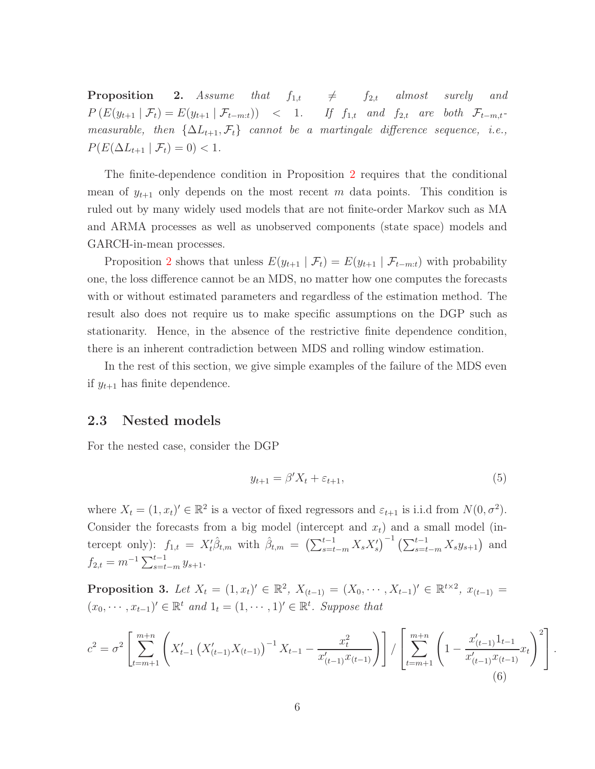**Proposition 2.** *Assume that $f_{1,t} \neq f_{2,t}$ almost surely and $P\left(E(y_{t+1} \mid \mathcal{F}_t) = E(y_{t+1} \mid \mathcal{F}_{t-m:t})\right) < 1$. If $f_{1,t}$ and $f_{2,t}$ are both $\mathcal{F}_{t-m,t}$-measurable, then $\{\Delta L_{t+1}, \mathcal{F}_t\}$ cannot be a martingale difference sequence, i.e., $P(E(\Delta L_{t+1} \mid \mathcal{F}_t) = 0) < 1$.*

The finite-dependence condition in Proposition 2 requires that the conditional mean of $y_{t+1}$ only depends on the most recent $m$ data points. This condition is ruled out by many widely used models that are not finite-order Markov such as MA and ARMA processes as well as unobserved components (state space) models and GARCH-in-mean processes.

Proposition 2 shows that unless $E(y_{t+1} \mid \mathcal{F}_t) = E(y_{t+1} \mid \mathcal{F}_{t-m:t})$ with probability one, the loss difference cannot be an MDS, no matter how one computes the forecasts with or without estimated parameters and regardless of the estimation method. The result also does not require us to make specific assumptions on the DGP such as stationarity. Hence, in the absence of the restrictive finite dependence condition, there is an inherent contradiction between MDS and rolling window estimation.

In the rest of this section, we give simple examples of the failure of the MDS even if $y_{t+1}$ has finite dependence.

## 2.3 Nested models

For the nested case, consider the DGP

$$y_{t+1} = \beta' X_t + \varepsilon_{t+1}, \tag{5}$$

where $X_t = (1, x_t)' \in \mathbb{R}^2$ is a vector of fixed regressors and $\varepsilon_{t+1}$ is i.i.d from $N(0, \sigma^2)$. Consider the forecasts from a big model (intercept and $x_t$) and a small model (intercept only): $f_{1,t} = X_t' \hat{\beta}_{t,m}$ with $\hat{\beta}_{t,m} = \left(\sum_{s=t-m}^{t-1} X_s X_s'\right)^{-1} \left(\sum_{s=t-m}^{t-1} X_s y_{s+1}\right)$ and $f_{2,t} = m^{-1} \sum_{s=t-m}^{t-1} y_{s+1}$.

**Proposition 3.** *Let $X_t = (1, x_t)' \in \mathbb{R}^2$, $X_{(t-1)} = (X_0, \cdots, X_{t-1})' \in \mathbb{R}^{t \times 2}$, $x_{(t-1)} = (x_0, \cdots, x_{t-1})' \in \mathbb{R}^t$ and $1_t = (1, \cdots, 1)' \in \mathbb{R}^t$. Suppose that*

$$c^2 = \sigma^2 \left[ \sum_{t=m+1}^{m+n} \left( X_{t-1}' \left( X_{(t-1)}' X_{(t-1)} \right)^{-1} X_{t-1} - \frac{x_t^2}{x_{(t-1)}' x_{(t-1)}} \right) \right] \Bigg/ \left[ \sum_{t=m+1}^{m+n} \left( 1 - \frac{x_{(t-1)}' 1_{t-1}}{x_{(t-1)}' x_{(t-1)}} x_t \right)^2 \right]. \tag{6}$$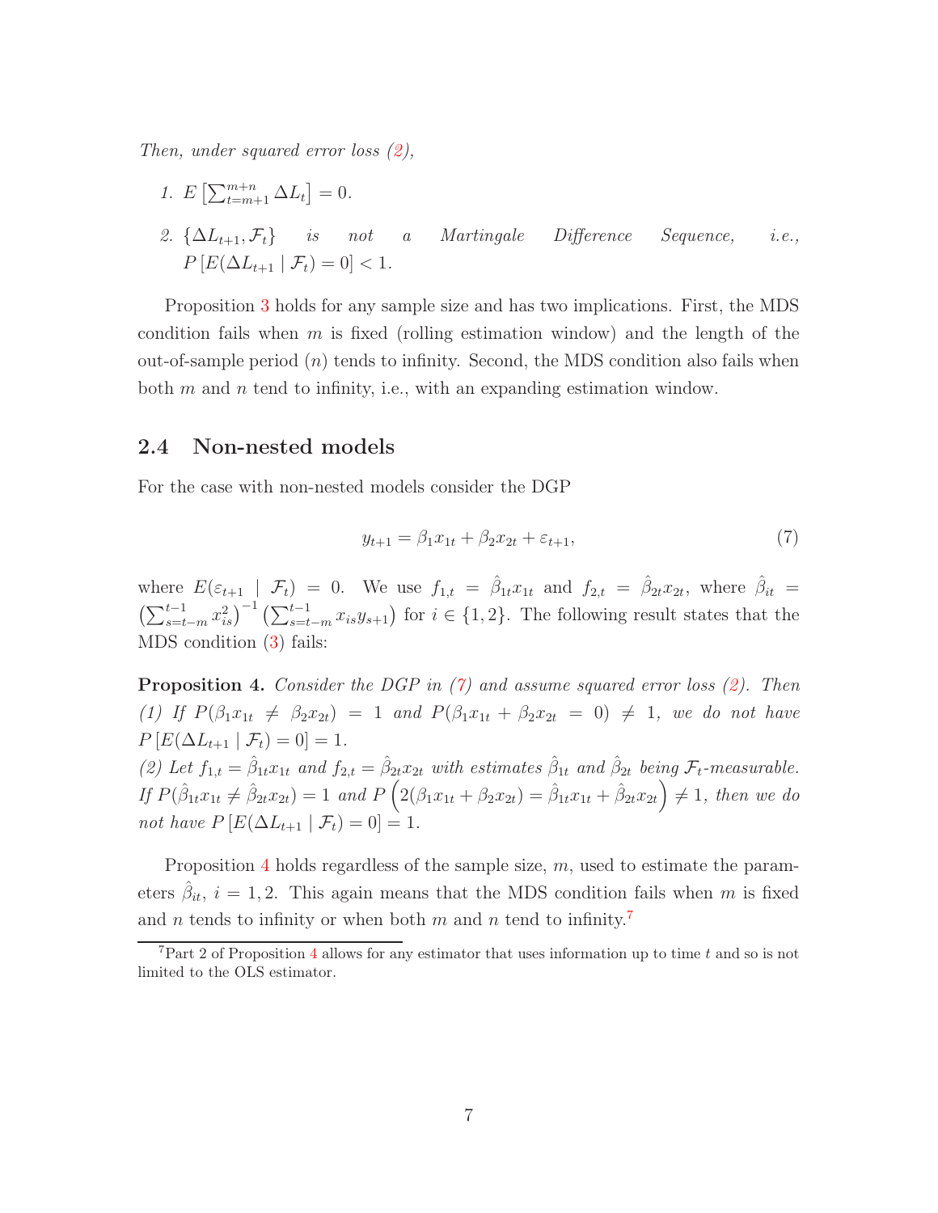*Then, under squared error loss (2),*

1. $E\left[\sum_{t=m+1}^{m+n} \Delta L_t\right] = 0.$
2. $\{\Delta L_{t+1}, \mathcal{F}_t\}$ *is not a Martingale Difference Sequence, i.e.,* $P\left[E(\Delta L_{t+1} \mid \mathcal{F}_t) = 0\right] < 1.$

Proposition 3 holds for any sample size and has two implications. First, the MDS condition fails when $m$ is fixed (rolling estimation window) and the length of the out-of-sample period ($n$) tends to infinity. Second, the MDS condition also fails when both $m$ and $n$ tend to infinity, i.e., with an expanding estimation window.

## 2.4 Non-nested models

For the case with non-nested models consider the DGP

$$y_{t+1} = \beta_1 x_{1t} + \beta_2 x_{2t} + \varepsilon_{t+1}, \tag{7}$$

where $E(\varepsilon_{t+1} \mid \mathcal{F}_t) = 0$. We use $f_{1,t} = \hat{\beta}_{1t} x_{1t}$ and $f_{2,t} = \hat{\beta}_{2t} x_{2t}$, where $\hat{\beta}_{it} = \left(\sum_{s=t-m}^{t-1} x_{is}^2\right)^{-1} \left(\sum_{s=t-m}^{t-1} x_{is} y_{s+1}\right)$ for $i \in \{1, 2\}$. The following result states that the MDS condition (3) fails:

**Proposition 4.** *Consider the DGP in (7) and assume squared error loss (2). Then (1) If $P(\beta_1 x_{1t} \neq \beta_2 x_{2t}) = 1$ and $P(\beta_1 x_{1t} + \beta_2 x_{2t} = 0) \neq 1$, we do not have $P\left[E(\Delta L_{t+1} \mid \mathcal{F}_t) = 0\right] = 1$.*
*(2) Let $f_{1,t} = \hat{\beta}_{1t} x_{1t}$ and $f_{2,t} = \hat{\beta}_{2t} x_{2t}$ with estimates $\hat{\beta}_{1t}$ and $\hat{\beta}_{2t}$ being $\mathcal{F}_t$-measurable. If $P(\hat{\beta}_{1t} x_{1t} \neq \hat{\beta}_{2t} x_{2t}) = 1$ and $P\left(2(\beta_1 x_{1t} + \beta_2 x_{2t}) = \hat{\beta}_{1t} x_{1t} + \hat{\beta}_{2t} x_{2t}\right) \neq 1$, then we do not have $P\left[E(\Delta L_{t+1} \mid \mathcal{F}_t) = 0\right] = 1$.*

Proposition 4 holds regardless of the sample size, $m$, used to estimate the parameters $\hat{\beta}_{it}$, $i = 1, 2$. This again means that the MDS condition fails when $m$ is fixed and $n$ tends to infinity or when both $m$ and $n$ tend to infinity.[7]

[7] Part 2 of Proposition 4 allows for any estimator that uses information up to time $t$ and so is not limited to the OLS estimator.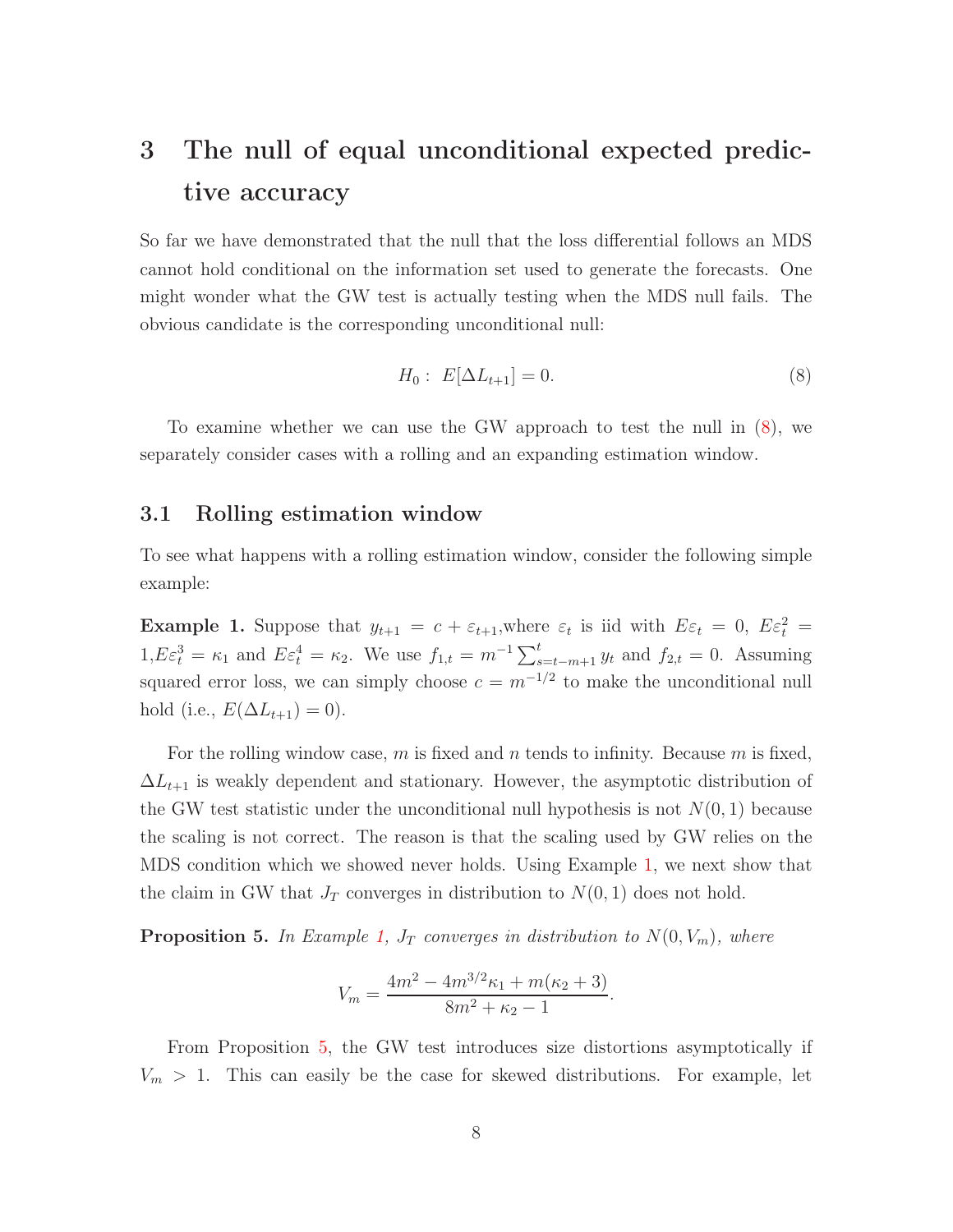# 3 The null of equal unconditional expected predictive accuracy

So far we have demonstrated that the null that the loss differential follows an MDS cannot hold conditional on the information set used to generate the forecasts. One might wonder what the GW test is actually testing when the MDS null fails. The obvious candidate is the corresponding unconditional null:

$$H_0: \ E[\Delta L_{t+1}] = 0. \tag{8}$$

To examine whether we can use the GW approach to test the null in (8), we separately consider cases with a rolling and an expanding estimation window.

## 3.1 Rolling estimation window

To see what happens with a rolling estimation window, consider the following simple example:

**Example 1.** Suppose that $y_{t+1} = c + \varepsilon_{t+1}$,where $\varepsilon_t$ is iid with $E\varepsilon_t = 0$, $E\varepsilon_t^2 = 1$,$E\varepsilon_t^3 = \kappa_1$ and $E\varepsilon_t^4 = \kappa_2$. We use $f_{1,t} = m^{-1}\sum_{s=t-m+1}^{t} y_t$ and $f_{2,t} = 0$. Assuming squared error loss, we can simply choose $c = m^{-1/2}$ to make the unconditional null hold (i.e., $E(\Delta L_{t+1}) = 0$).

For the rolling window case, $m$ is fixed and $n$ tends to infinity. Because $m$ is fixed, $\Delta L_{t+1}$ is weakly dependent and stationary. However, the asymptotic distribution of the GW test statistic under the unconditional null hypothesis is not $N(0, 1)$ because the scaling is not correct. The reason is that the scaling used by GW relies on the MDS condition which we showed never holds. Using Example 1, we next show that the claim in GW that $J_T$ converges in distribution to $N(0, 1)$ does not hold.

**Proposition 5.** *In Example 1, $J_T$ converges in distribution to $N(0, V_m)$, where*

$$V_m = \frac{4m^2 - 4m^{3/2}\kappa_1 + m(\kappa_2 + 3)}{8m^2 + \kappa_2 - 1}.$$

From Proposition 5, the GW test introduces size distortions asymptotically if $V_m > 1$. This can easily be the case for skewed distributions. For example, let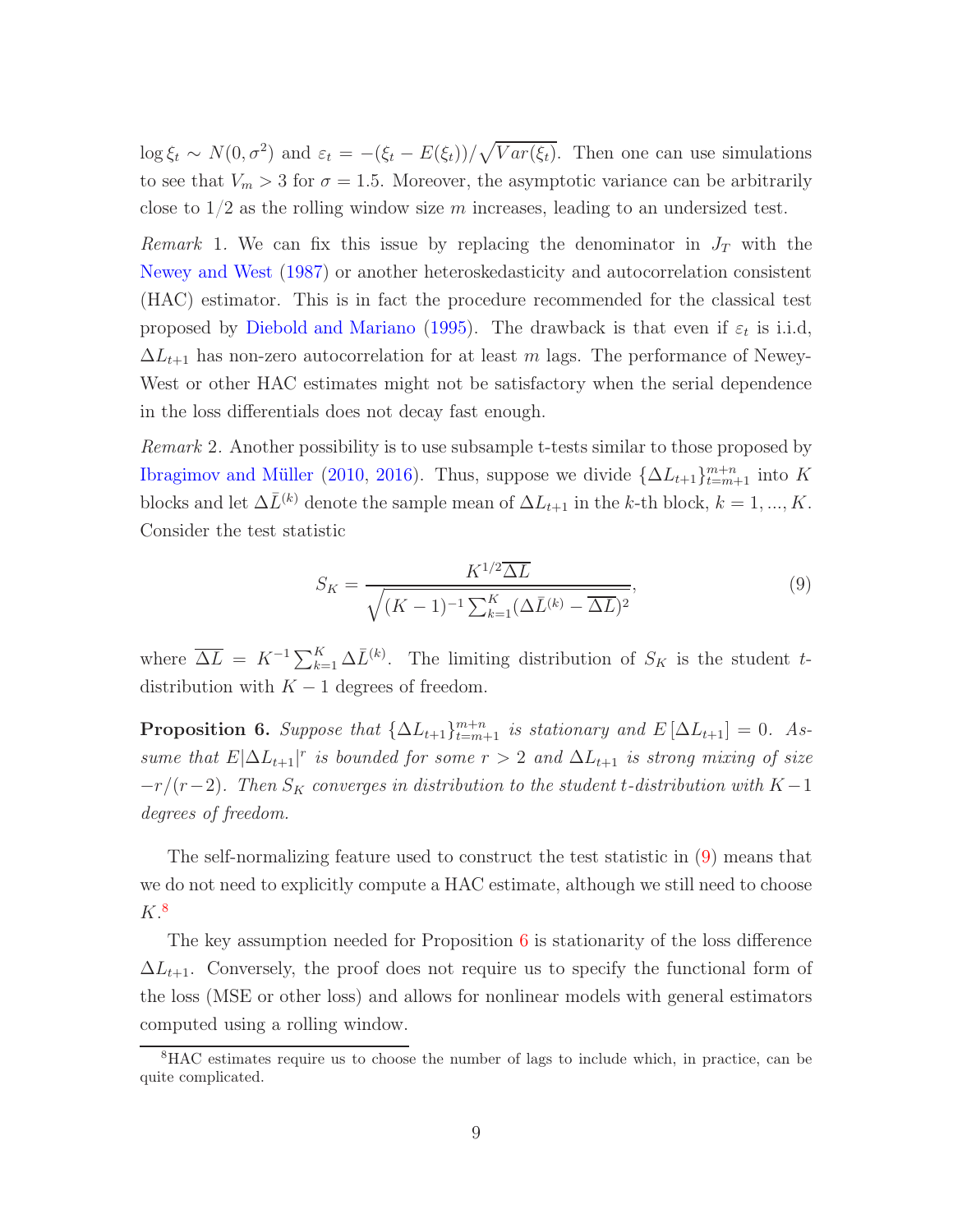$\log \xi_t \sim N(0, \sigma^2)$ and $\varepsilon_t = -(\xi_t - E(\xi_t))/\sqrt{Var(\xi_t)}$. Then one can use simulations to see that $V_m > 3$ for $\sigma = 1.5$. Moreover, the asymptotic variance can be arbitrarily close to $1/2$ as the rolling window size $m$ increases, leading to an undersized test.

*Remark* 1. We can fix this issue by replacing the denominator in $J_T$ with the Newey and West (1987) or another heteroskedasticity and autocorrelation consistent (HAC) estimator. This is in fact the procedure recommended for the classical test proposed by Diebold and Mariano (1995). The drawback is that even if $\varepsilon_t$ is i.i.d, $\Delta L_{t+1}$ has non-zero autocorrelation for at least $m$ lags. The performance of Newey-West or other HAC estimates might not be satisfactory when the serial dependence in the loss differentials does not decay fast enough.

*Remark* 2. Another possibility is to use subsample t-tests similar to those proposed by Ibragimov and Müller (2010, 2016). Thus, suppose we divide $\{\Delta L_{t+1}\}_{t=m+1}^{m+n}$ into $K$ blocks and let $\Delta \bar{L}^{(k)}$ denote the sample mean of $\Delta L_{t+1}$ in the $k$-th block, $k = 1, ..., K$. Consider the test statistic

$$S_K = \frac{K^{1/2}\overline{\Delta L}}{\sqrt{(K-1)^{-1}\sum_{k=1}^{K}(\Delta \bar{L}^{(k)} - \overline{\Delta L})^2}}, \tag{9}$$

where $\overline{\Delta L} = K^{-1}\sum_{k=1}^{K}\Delta \bar{L}^{(k)}$. The limiting distribution of $S_K$ is the student $t$-distribution with $K-1$ degrees of freedom.

**Proposition 6.** *Suppose that $\{\Delta L_{t+1}\}_{t=m+1}^{m+n}$ is stationary and $E[\Delta L_{t+1}] = 0$. Assume that $E|\Delta L_{t+1}|^r$ is bounded for some $r > 2$ and $\Delta L_{t+1}$ is strong mixing of size $-r/(r-2)$. Then $S_K$ converges in distribution to the student $t$-distribution with $K-1$ degrees of freedom.*

The self-normalizing feature used to construct the test statistic in (9) means that we do not need to explicitly compute a HAC estimate, although we still need to choose $K$.[8]

The key assumption needed for Proposition 6 is stationarity of the loss difference $\Delta L_{t+1}$. Conversely, the proof does not require us to specify the functional form of the loss (MSE or other loss) and allows for nonlinear models with general estimators computed using a rolling window.

[8] HAC estimates require us to choose the number of lags to include which, in practice, can be quite complicated.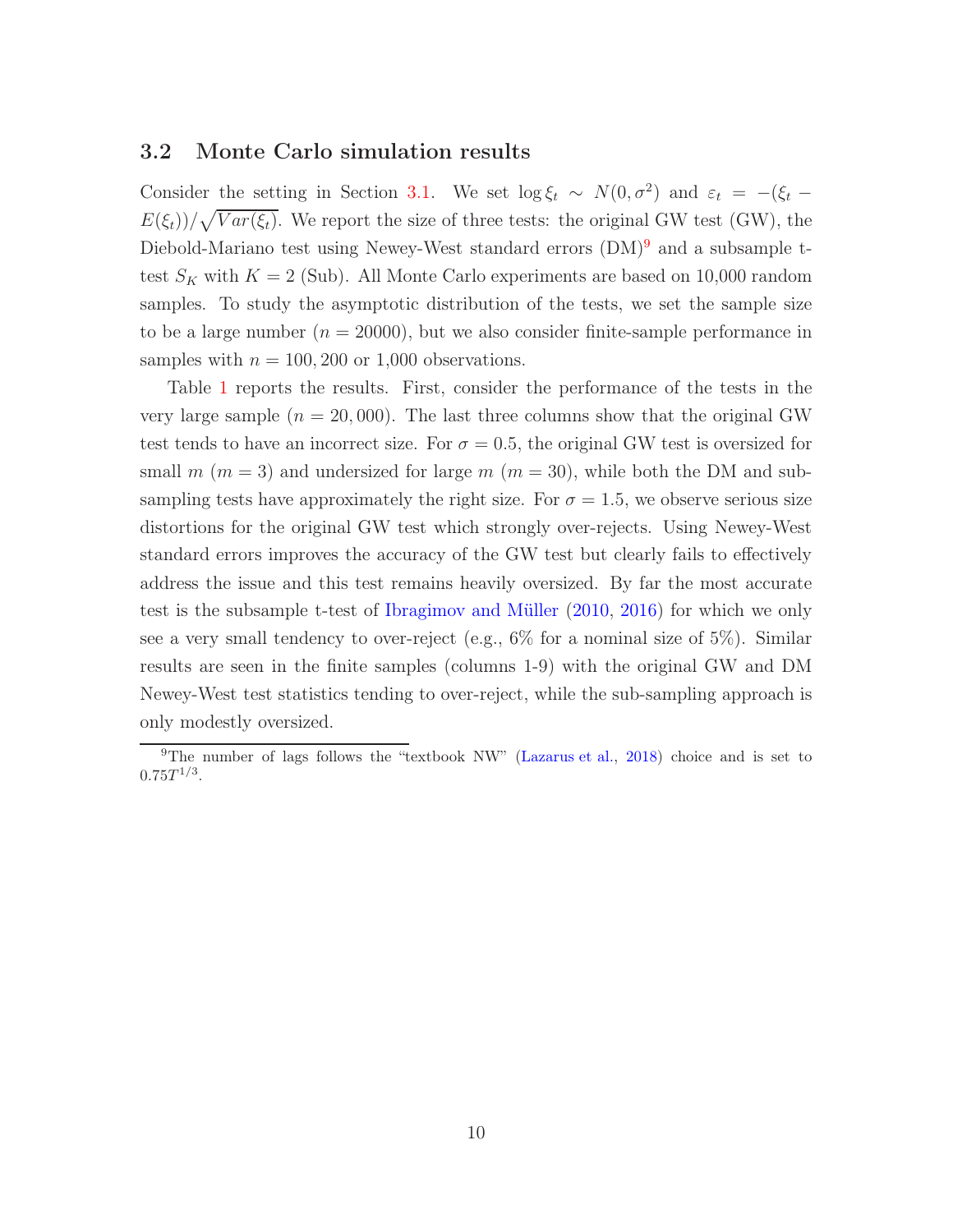## 3.2 Monte Carlo simulation results

Consider the setting in Section 3.1. We set $\log \xi_t \sim N(0, \sigma^2)$ and $\varepsilon_t = -(\xi_t - E(\xi_t))/\sqrt{Var(\xi_t)}$. We report the size of three tests: the original GW test (GW), the Diebold-Mariano test using Newey-West standard errors (DM)[9] and a subsample t-test $S_K$ with $K = 2$ (Sub). All Monte Carlo experiments are based on 10,000 random samples. To study the asymptotic distribution of the tests, we set the sample size to be a large number ($n = 20000$), but we also consider finite-sample performance in samples with $n = 100, 200$ or 1,000 observations.

Table 1 reports the results. First, consider the performance of the tests in the very large sample ($n = 20,000$). The last three columns show that the original GW test tends to have an incorrect size. For $\sigma = 0.5$, the original GW test is oversized for small $m$ ($m = 3$) and undersized for large $m$ ($m = 30$), while both the DM and sub-sampling tests have approximately the right size. For $\sigma = 1.5$, we observe serious size distortions for the original GW test which strongly over-rejects. Using Newey-West standard errors improves the accuracy of the GW test but clearly fails to effectively address the issue and this test remains heavily oversized. By far the most accurate test is the subsample t-test of Ibragimov and Müller (2010, 2016) for which we only see a very small tendency to over-reject (e.g., 6% for a nominal size of 5%). Similar results are seen in the finite samples (columns 1-9) with the original GW and DM Newey-West test statistics tending to over-reject, while the sub-sampling approach is only modestly oversized.

[9] The number of lags follows the "textbook NW" (Lazarus et al., 2018) choice and is set to $0.75T^{1/3}$.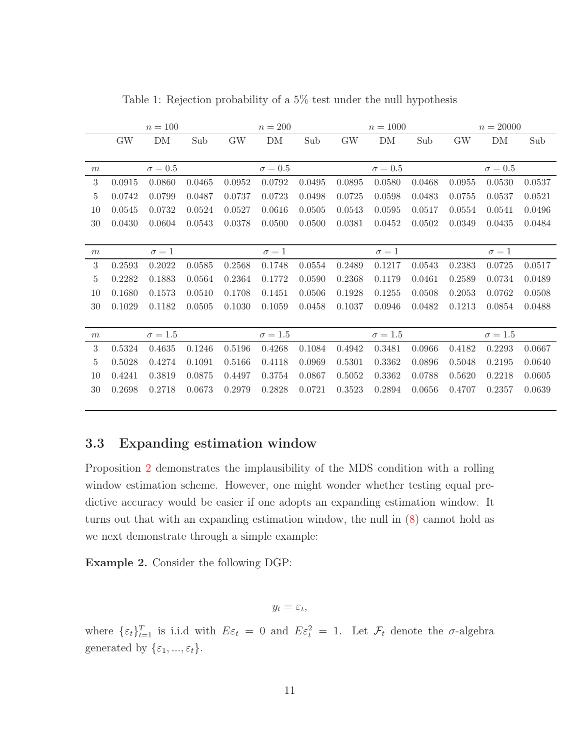Table 1: Rejection probability of a 5% test under the null hypothesis

| | $n=100$ | | | $n=200$ | | | $n=1000$ | | | $n=20000$ | | |
|---|---|---|---|---|---|---|---|---|---|---|---|---|
| | GW | DM | Sub | GW | DM | Sub | GW | DM | Sub | GW | DM | Sub |
| $m$ | $\sigma=0.5$ | | | $\sigma=0.5$ | | | $\sigma=0.5$ | | | $\sigma=0.5$ | | |
| 3 | 0.0915 | 0.0860 | 0.0465 | 0.0952 | 0.0792 | 0.0495 | 0.0895 | 0.0580 | 0.0468 | 0.0955 | 0.0530 | 0.0537 |
| 5 | 0.0742 | 0.0799 | 0.0487 | 0.0737 | 0.0723 | 0.0498 | 0.0725 | 0.0598 | 0.0483 | 0.0755 | 0.0537 | 0.0521 |
| 10 | 0.0545 | 0.0732 | 0.0524 | 0.0527 | 0.0616 | 0.0505 | 0.0543 | 0.0595 | 0.0517 | 0.0554 | 0.0541 | 0.0496 |
| 30 | 0.0430 | 0.0604 | 0.0543 | 0.0378 | 0.0500 | 0.0500 | 0.0381 | 0.0452 | 0.0502 | 0.0349 | 0.0435 | 0.0484 |
| $m$ | $\sigma=1$ | | | $\sigma=1$ | | | $\sigma=1$ | | | $\sigma=1$ | | |
| 3 | 0.2593 | 0.2022 | 0.0585 | 0.2568 | 0.1748 | 0.0554 | 0.2489 | 0.1217 | 0.0543 | 0.2383 | 0.0725 | 0.0517 |
| 5 | 0.2282 | 0.1883 | 0.0564 | 0.2364 | 0.1772 | 0.0590 | 0.2368 | 0.1179 | 0.0461 | 0.2589 | 0.0734 | 0.0489 |
| 10 | 0.1680 | 0.1573 | 0.0510 | 0.1708 | 0.1451 | 0.0506 | 0.1928 | 0.1255 | 0.0508 | 0.2053 | 0.0762 | 0.0508 |
| 30 | 0.1029 | 0.1182 | 0.0505 | 0.1030 | 0.1059 | 0.0458 | 0.1037 | 0.0946 | 0.0482 | 0.1213 | 0.0854 | 0.0488 |
| $m$ | $\sigma=1.5$ | | | $\sigma=1.5$ | | | $\sigma=1.5$ | | | $\sigma=1.5$ | | |
| 3 | 0.5324 | 0.4635 | 0.1246 | 0.5196 | 0.4268 | 0.1084 | 0.4942 | 0.3481 | 0.0966 | 0.4182 | 0.2293 | 0.0667 |
| 5 | 0.5028 | 0.4274 | 0.1091 | 0.5166 | 0.4118 | 0.0969 | 0.5301 | 0.3362 | 0.0896 | 0.5048 | 0.2195 | 0.0640 |
| 10 | 0.4241 | 0.3819 | 0.0875 | 0.4497 | 0.3754 | 0.0867 | 0.5052 | 0.3362 | 0.0788 | 0.5620 | 0.2218 | 0.0605 |
| 30 | 0.2698 | 0.2718 | 0.0673 | 0.2979 | 0.2828 | 0.0721 | 0.3523 | 0.2894 | 0.0656 | 0.4707 | 0.2357 | 0.0639 |

### 3.3 Expanding estimation window

Proposition 2 demonstrates the implausibility of the MDS condition with a rolling window estimation scheme. However, one might wonder whether testing equal predictive accuracy would be easier if one adopts an expanding estimation window. It turns out that with an expanding estimation window, the null in (8) cannot hold as we next demonstrate through a simple example:

**Example 2.** Consider the following DGP:

$$y_t = \varepsilon_t,$$

where $\{\varepsilon_t\}_{t=1}^{T}$ is i.i.d with $E\varepsilon_t = 0$ and $E\varepsilon_t^2 = 1$. Let $\mathcal{F}_t$ denote the $\sigma$-algebra generated by $\{\varepsilon_1, ..., \varepsilon_t\}$.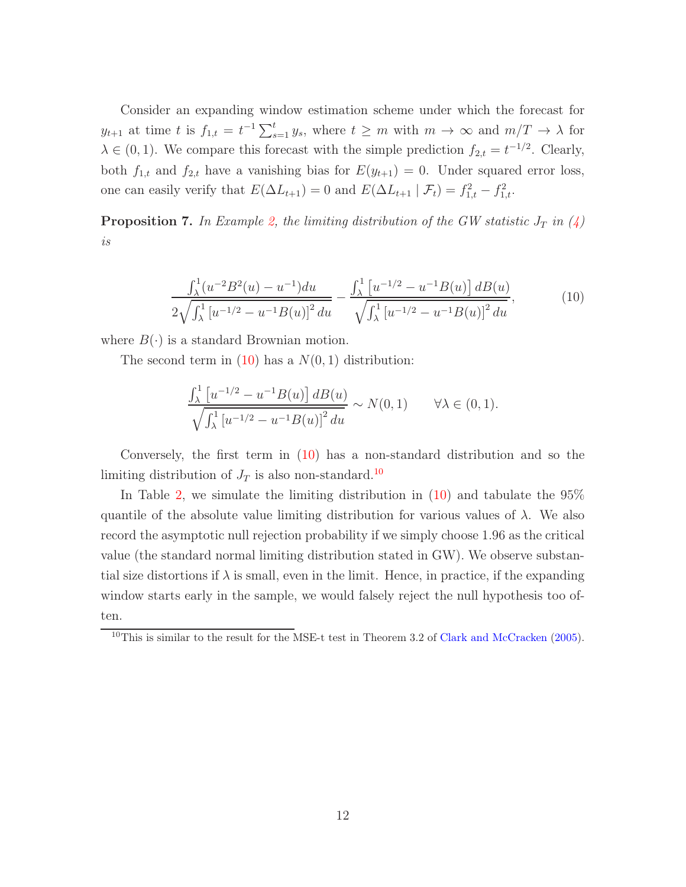Consider an expanding window estimation scheme under which the forecast for $y_{t+1}$ at time $t$ is $f_{1,t} = t^{-1} \sum_{s=1}^{t} y_s$, where $t \geq m$ with $m \to \infty$ and $m/T \to \lambda$ for $\lambda \in (0,1)$. We compare this forecast with the simple prediction $f_{2,t} = t^{-1/2}$. Clearly, both $f_{1,t}$ and $f_{2,t}$ have a vanishing bias for $E(y_{t+1}) = 0$. Under squared error loss, one can easily verify that $E(\Delta L_{t+1}) = 0$ and $E(\Delta L_{t+1} \mid \mathcal{F}_t) = f_{1,t}^2 - f_{1,t}^2$.

**Proposition 7.** *In Example 2, the limiting distribution of the GW statistic $J_T$ in (4) is*

$$\frac{\int_\lambda^1 (u^{-2}B^2(u) - u^{-1})du}{2\sqrt{\int_\lambda^1 \left[u^{-1/2} - u^{-1}B(u)\right]^2 du}} - \frac{\int_\lambda^1 \left[u^{-1/2} - u^{-1}B(u)\right] dB(u)}{\sqrt{\int_\lambda^1 \left[u^{-1/2} - u^{-1}B(u)\right]^2 du}}, \tag{10}$$

where $B(\cdot)$ is a standard Brownian motion.

The second term in (10) has a $N(0,1)$ distribution:

$$\frac{\int_\lambda^1 \left[u^{-1/2} - u^{-1}B(u)\right] dB(u)}{\sqrt{\int_\lambda^1 \left[u^{-1/2} - u^{-1}B(u)\right]^2 du}} \sim N(0,1) \qquad \forall \lambda \in (0,1).$$

Conversely, the first term in (10) has a non-standard distribution and so the limiting distribution of $J_T$ is also non-standard.[10]

In Table 2, we simulate the limiting distribution in (10) and tabulate the 95% quantile of the absolute value limiting distribution for various values of $\lambda$. We also record the asymptotic null rejection probability if we simply choose 1.96 as the critical value (the standard normal limiting distribution stated in GW). We observe substantial size distortions if $\lambda$ is small, even in the limit. Hence, in practice, if the expanding window starts early in the sample, we would falsely reject the null hypothesis too often.

[10] This is similar to the result for the MSE-t test in Theorem 3.2 of Clark and McCracken (2005).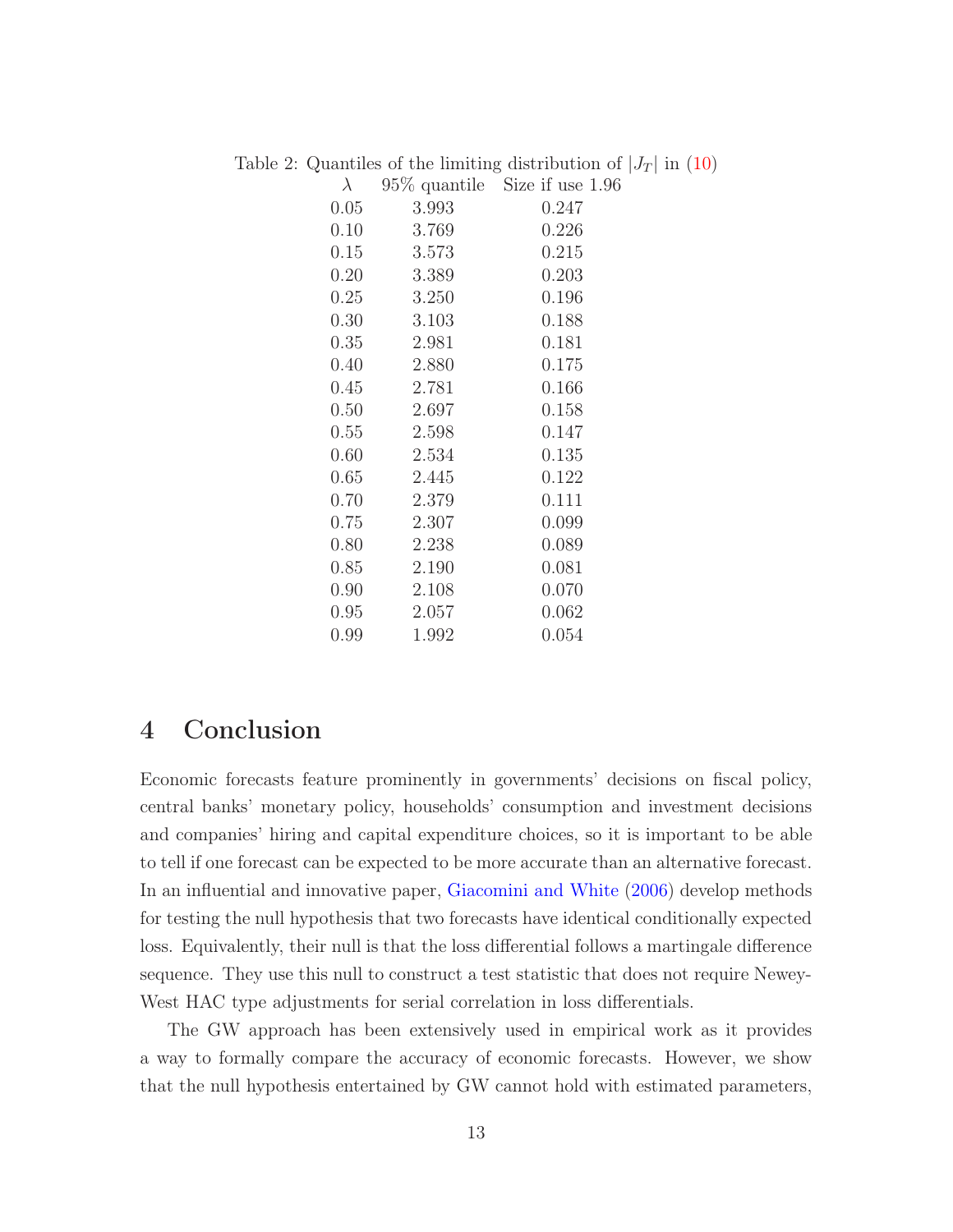Table 2: Quantiles of the limiting distribution of $|J_T|$ in (10)

| $\lambda$ | 95% quantile | Size if use 1.96 |
|---|---|---|
| 0.05 | 3.993 | 0.247 |
| 0.10 | 3.769 | 0.226 |
| 0.15 | 3.573 | 0.215 |
| 0.20 | 3.389 | 0.203 |
| 0.25 | 3.250 | 0.196 |
| 0.30 | 3.103 | 0.188 |
| 0.35 | 2.981 | 0.181 |
| 0.40 | 2.880 | 0.175 |
| 0.45 | 2.781 | 0.166 |
| 0.50 | 2.697 | 0.158 |
| 0.55 | 2.598 | 0.147 |
| 0.60 | 2.534 | 0.135 |
| 0.65 | 2.445 | 0.122 |
| 0.70 | 2.379 | 0.111 |
| 0.75 | 2.307 | 0.099 |
| 0.80 | 2.238 | 0.089 |
| 0.85 | 2.190 | 0.081 |
| 0.90 | 2.108 | 0.070 |
| 0.95 | 2.057 | 0.062 |
| 0.99 | 1.992 | 0.054 |

# 4 Conclusion

Economic forecasts feature prominently in governments' decisions on fiscal policy, central banks' monetary policy, households' consumption and investment decisions and companies' hiring and capital expenditure choices, so it is important to be able to tell if one forecast can be expected to be more accurate than an alternative forecast. In an influential and innovative paper, Giacomini and White (2006) develop methods for testing the null hypothesis that two forecasts have identical conditionally expected loss. Equivalently, their null is that the loss differential follows a martingale difference sequence. They use this null to construct a test statistic that does not require Newey-West HAC type adjustments for serial correlation in loss differentials.

The GW approach has been extensively used in empirical work as it provides a way to formally compare the accuracy of economic forecasts. However, we show that the null hypothesis entertained by GW cannot hold with estimated parameters,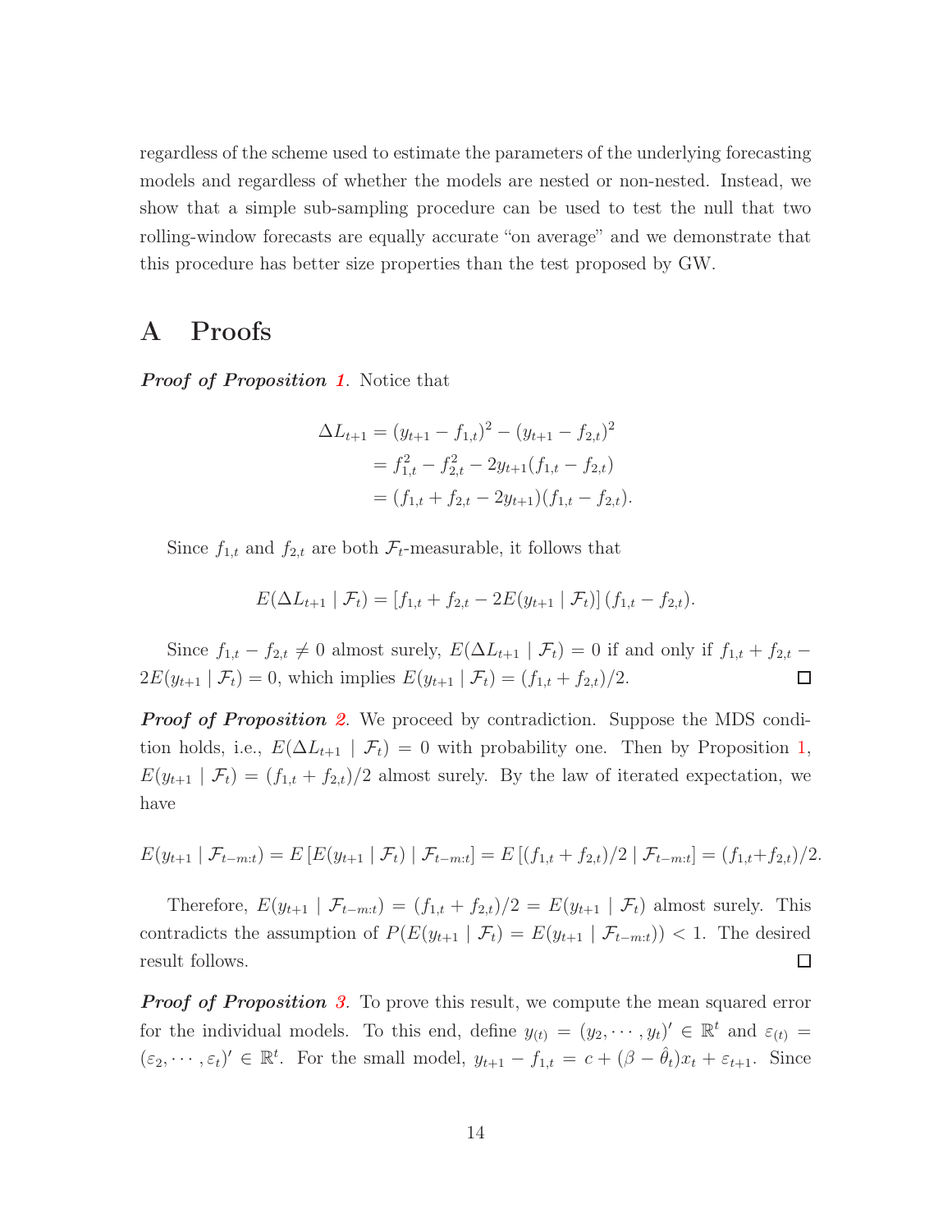regardless of the scheme used to estimate the parameters of the underlying forecasting models and regardless of whether the models are nested or non-nested. Instead, we show that a simple sub-sampling procedure can be used to test the null that two rolling-window forecasts are equally accurate "on average" and we demonstrate that this procedure has better size properties than the test proposed by GW.

# A Proofs

***Proof of Proposition 1***. Notice that

$$
\begin{aligned}
\Delta L_{t+1} &= (y_{t+1} - f_{1,t})^2 - (y_{t+1} - f_{2,t})^2 \\
&= f_{1,t}^2 - f_{2,t}^2 - 2y_{t+1}(f_{1,t} - f_{2,t}) \\
&= (f_{1,t} + f_{2,t} - 2y_{t+1})(f_{1,t} - f_{2,t}).
\end{aligned}
$$

Since $f_{1,t}$ and $f_{2,t}$ are both $\mathcal{F}_t$-measurable, it follows that

$$
E(\Delta L_{t+1} \mid \mathcal{F}_t) = \left[f_{1,t} + f_{2,t} - 2E(y_{t+1} \mid \mathcal{F}_t)\right](f_{1,t} - f_{2,t}).
$$

Since $f_{1,t} - f_{2,t} \neq 0$ almost surely, $E(\Delta L_{t+1} \mid \mathcal{F}_t) = 0$ if and only if $f_{1,t} + f_{2,t} - 2E(y_{t+1} \mid \mathcal{F}_t) = 0$, which implies $E(y_{t+1} \mid \mathcal{F}_t) = (f_{1,t} + f_{2,t})/2$. □

***Proof of Proposition 2***. We proceed by contradiction. Suppose the MDS condition holds, i.e., $E(\Delta L_{t+1} \mid \mathcal{F}_t) = 0$ with probability one. Then by Proposition 1, $E(y_{t+1} \mid \mathcal{F}_t) = (f_{1,t} + f_{2,t})/2$ almost surely. By the law of iterated expectation, we have

$$
E(y_{t+1} \mid \mathcal{F}_{t-m:t}) = E\left[E(y_{t+1} \mid \mathcal{F}_t) \mid \mathcal{F}_{t-m:t}\right] = E\left[(f_{1,t} + f_{2,t})/2 \mid \mathcal{F}_{t-m:t}\right] = (f_{1,t} + f_{2,t})/2.
$$

Therefore, $E(y_{t+1} \mid \mathcal{F}_{t-m:t}) = (f_{1,t} + f_{2,t})/2 = E(y_{t+1} \mid \mathcal{F}_t)$ almost surely. This contradicts the assumption of $P(E(y_{t+1} \mid \mathcal{F}_t) = E(y_{t+1} \mid \mathcal{F}_{t-m:t})) < 1$. The desired result follows. □

***Proof of Proposition 3***. To prove this result, we compute the mean squared error for the individual models. To this end, define $y_{(t)} = (y_2, \cdots, y_t)' \in \mathbb{R}^t$ and $\varepsilon_{(t)} = (\varepsilon_2, \cdots, \varepsilon_t)' \in \mathbb{R}^t$. For the small model, $y_{t+1} - f_{1,t} = c + (\beta - \hat{\theta}_t)x_t + \varepsilon_{t+1}$. Since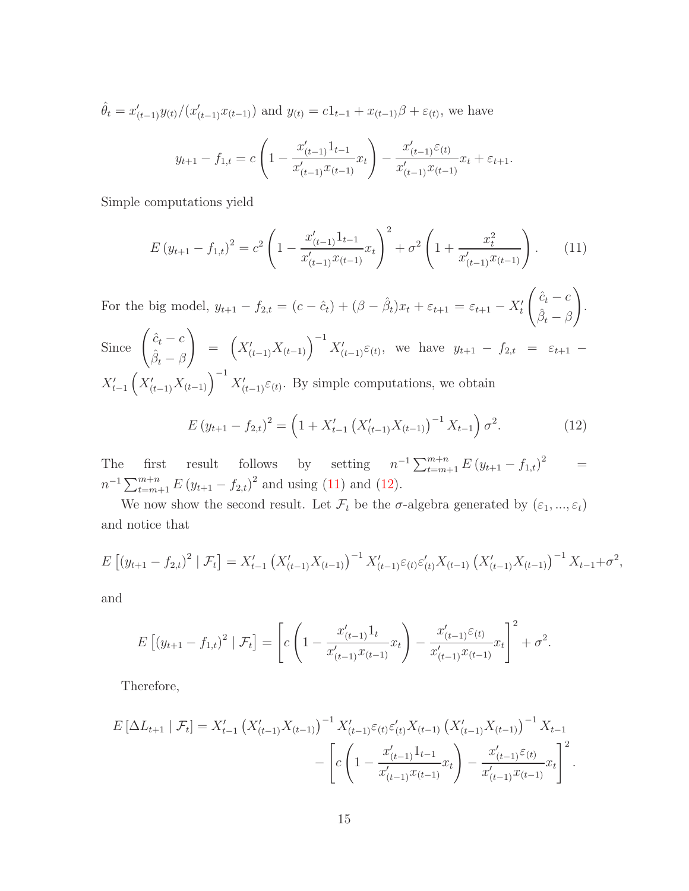$\hat{\theta}_t = x'_{(t-1)}y_{(t)}/(x'_{(t-1)}x_{(t-1)})$ and $y_{(t)} = c1_{t-1} + x_{(t-1)}\beta + \varepsilon_{(t)}$, we have

$$y_{t+1} - f_{1,t} = c\left(1 - \frac{x'_{(t-1)}1_{t-1}}{x'_{(t-1)}x_{(t-1)}}x_t\right) - \frac{x'_{(t-1)}\varepsilon_{(t)}}{x'_{(t-1)}x_{(t-1)}}x_t + \varepsilon_{t+1}.$$

Simple computations yield

$$E\left(y_{t+1} - f_{1,t}\right)^2 = c^2\left(1 - \frac{x'_{(t-1)}1_{t-1}}{x'_{(t-1)}x_{(t-1)}}x_t\right)^2 + \sigma^2\left(1 + \frac{x_t^2}{x'_{(t-1)}x_{(t-1)}}\right). \tag{11}$$

For the big model, $y_{t+1} - f_{2,t} = (c - \hat{c}_t) + (\beta - \hat{\beta}_t)x_t + \varepsilon_{t+1} = \varepsilon_{t+1} - X'_t\begin{pmatrix}\hat{c}_t - c\\ \hat{\beta}_t - \beta\end{pmatrix}$.

Since $\begin{pmatrix}\hat{c}_t - c\\ \hat{\beta}_t - \beta\end{pmatrix} = \left(X'_{(t-1)}X_{(t-1)}\right)^{-1}X'_{(t-1)}\varepsilon_{(t)}$, we have $y_{t+1} - f_{2,t} = \varepsilon_{t+1} - X'_{t-1}\left(X'_{(t-1)}X_{(t-1)}\right)^{-1}X'_{(t-1)}\varepsilon_{(t)}$. By simple computations, we obtain

$$E\left(y_{t+1} - f_{2,t}\right)^2 = \left(1 + X'_{t-1}\left(X'_{(t-1)}X_{(t-1)}\right)^{-1}X_{t-1}\right)\sigma^2. \tag{12}$$

The first result follows by setting $n^{-1}\sum_{t=m+1}^{m+n}E\left(y_{t+1} - f_{1,t}\right)^2 = n^{-1}\sum_{t=m+1}^{m+n}E\left(y_{t+1} - f_{2,t}\right)^2$ and using (11) and (12).

We now show the second result. Let $\mathcal{F}_t$ be the $\sigma$-algebra generated by $(\varepsilon_1, ..., \varepsilon_t)$ and notice that

$$E\left[\left(y_{t+1} - f_{2,t}\right)^2 \mid \mathcal{F}_t\right] = X'_{t-1}\left(X'_{(t-1)}X_{(t-1)}\right)^{-1}X'_{(t-1)}\varepsilon_{(t)}\varepsilon'_{(t)}X_{(t-1)}\left(X'_{(t-1)}X_{(t-1)}\right)^{-1}X_{t-1} + \sigma^2,$$

and

$$E\left[\left(y_{t+1} - f_{1,t}\right)^2 \mid \mathcal{F}_t\right] = \left[c\left(1 - \frac{x'_{(t-1)}1_t}{x'_{(t-1)}x_{(t-1)}}x_t\right) - \frac{x'_{(t-1)}\varepsilon_{(t)}}{x'_{(t-1)}x_{(t-1)}}x_t\right]^2 + \sigma^2.$$

Therefore,

$$E\left[\Delta L_{t+1} \mid \mathcal{F}_t\right] = X'_{t-1}\left(X'_{(t-1)}X_{(t-1)}\right)^{-1}X'_{(t-1)}\varepsilon_{(t)}\varepsilon'_{(t)}X_{(t-1)}\left(X'_{(t-1)}X_{(t-1)}\right)^{-1}X_{t-1} - \left[c\left(1 - \frac{x'_{(t-1)}1_{t-1}}{x'_{(t-1)}x_{(t-1)}}x_t\right) - \frac{x'_{(t-1)}\varepsilon_{(t)}}{x'_{(t-1)}x_{(t-1)}}x_t\right]^2.$$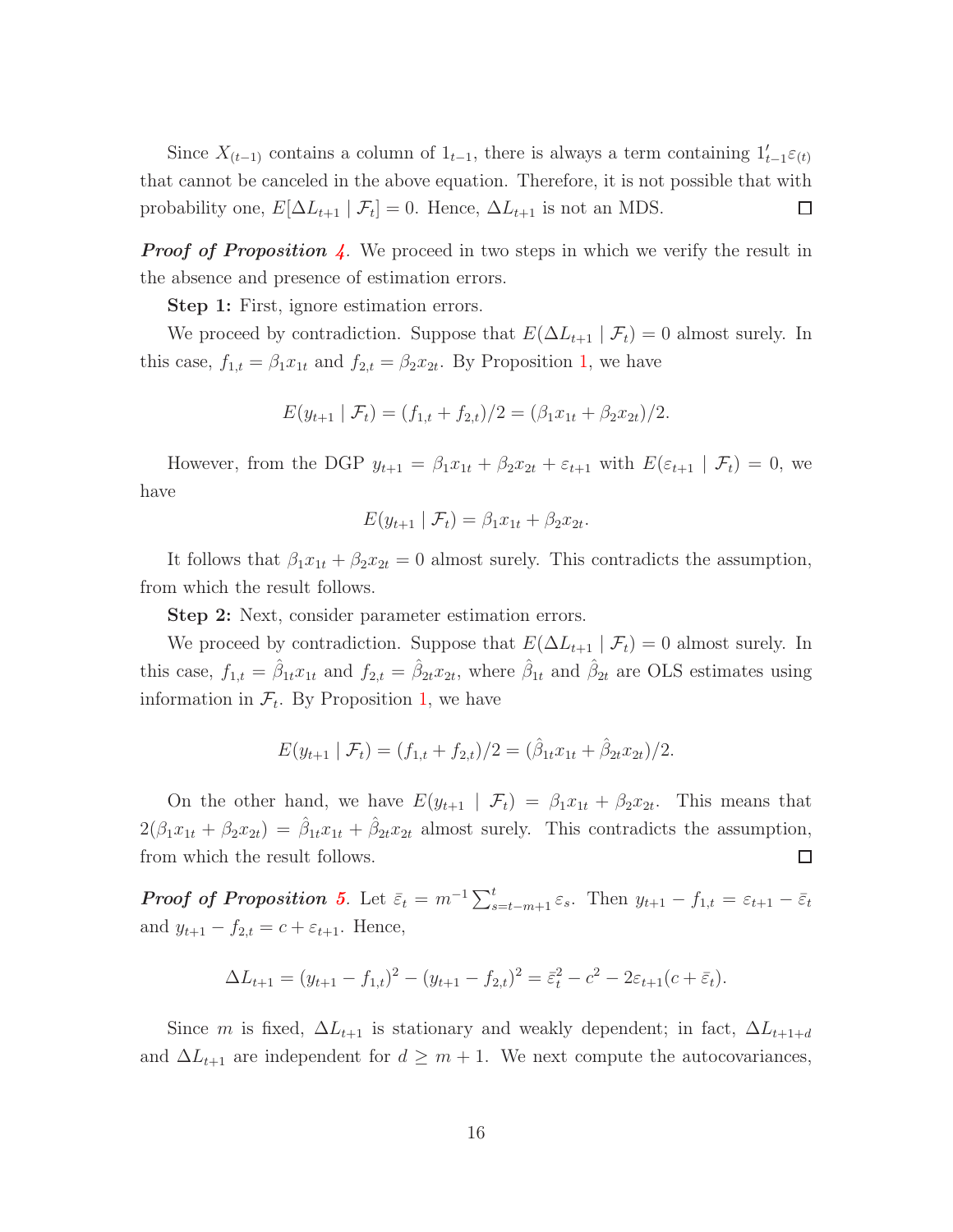Since $X_{(t-1)}$ contains a column of $1_{t-1}$, there is always a term containing $1'_{t-1}\varepsilon_{(t)}$ that cannot be canceled in the above equation. Therefore, it is not possible that with probability one, $E[\Delta L_{t+1} \mid \mathcal{F}_t] = 0$. Hence, $\Delta L_{t+1}$ is not an MDS. □

***Proof of Proposition 4.*** We proceed in two steps in which we verify the result in the absence and presence of estimation errors.

**Step 1:** First, ignore estimation errors.

We proceed by contradiction. Suppose that $E(\Delta L_{t+1} \mid \mathcal{F}_t) = 0$ almost surely. In this case, $f_{1,t} = \beta_1 x_{1t}$ and $f_{2,t} = \beta_2 x_{2t}$. By Proposition 1, we have

$$E(y_{t+1} \mid \mathcal{F}_t) = (f_{1,t} + f_{2,t})/2 = (\beta_1 x_{1t} + \beta_2 x_{2t})/2.$$

However, from the DGP $y_{t+1} = \beta_1 x_{1t} + \beta_2 x_{2t} + \varepsilon_{t+1}$ with $E(\varepsilon_{t+1} \mid \mathcal{F}_t) = 0$, we have

$$E(y_{t+1} \mid \mathcal{F}_t) = \beta_1 x_{1t} + \beta_2 x_{2t}.$$

It follows that $\beta_1 x_{1t} + \beta_2 x_{2t} = 0$ almost surely. This contradicts the assumption, from which the result follows.

**Step 2:** Next, consider parameter estimation errors.

We proceed by contradiction. Suppose that $E(\Delta L_{t+1} \mid \mathcal{F}_t) = 0$ almost surely. In this case, $f_{1,t} = \hat{\beta}_{1t} x_{1t}$ and $f_{2,t} = \hat{\beta}_{2t} x_{2t}$, where $\hat{\beta}_{1t}$ and $\hat{\beta}_{2t}$ are OLS estimates using information in $\mathcal{F}_t$. By Proposition 1, we have

$$E(y_{t+1} \mid \mathcal{F}_t) = (f_{1,t} + f_{2,t})/2 = (\hat{\beta}_{1t} x_{1t} + \hat{\beta}_{2t} x_{2t})/2.$$

On the other hand, we have $E(y_{t+1} \mid \mathcal{F}_t) = \beta_1 x_{1t} + \beta_2 x_{2t}$. This means that $2(\beta_1 x_{1t} + \beta_2 x_{2t}) = \hat{\beta}_{1t} x_{1t} + \hat{\beta}_{2t} x_{2t}$ almost surely. This contradicts the assumption, from which the result follows. □

***Proof of Proposition 5.*** Let $\bar{\varepsilon}_t = m^{-1} \sum_{s=t-m+1}^{t} \varepsilon_s$. Then $y_{t+1} - f_{1,t} = \varepsilon_{t+1} - \bar{\varepsilon}_t$ and $y_{t+1} - f_{2,t} = c + \varepsilon_{t+1}$. Hence,

$$\Delta L_{t+1} = (y_{t+1} - f_{1,t})^2 - (y_{t+1} - f_{2,t})^2 = \bar{\varepsilon}_t^2 - c^2 - 2\varepsilon_{t+1}(c + \bar{\varepsilon}_t).$$

Since $m$ is fixed, $\Delta L_{t+1}$ is stationary and weakly dependent; in fact, $\Delta L_{t+1+d}$ and $\Delta L_{t+1}$ are independent for $d \geq m+1$. We next compute the autocovariances,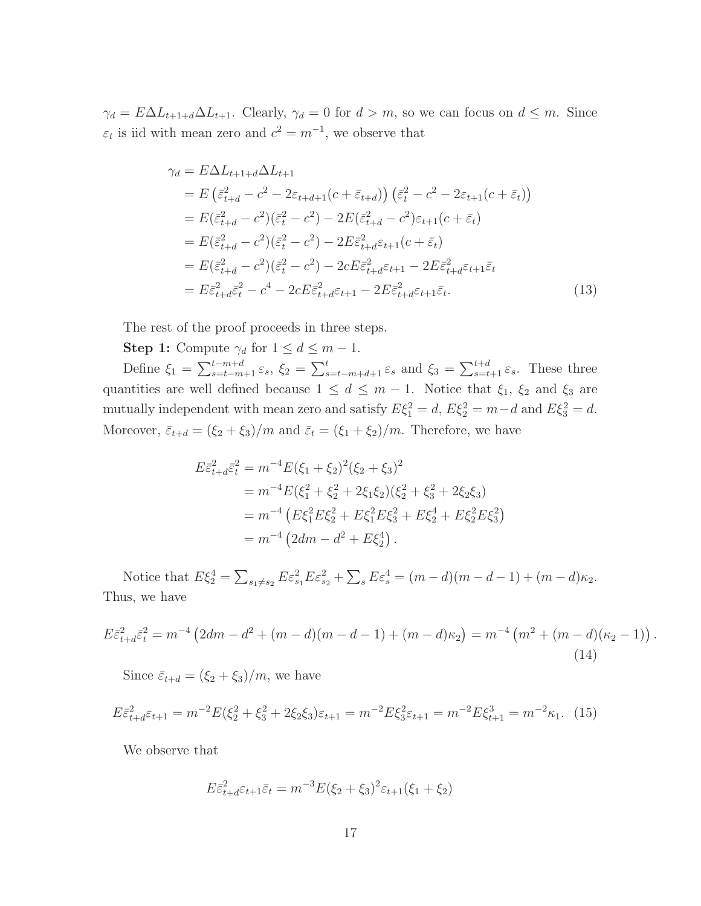$\gamma_d = E\Delta L_{t+1+d}\Delta L_{t+1}$. Clearly, $\gamma_d = 0$ for $d > m$, so we can focus on $d \leq m$. Since $\varepsilon_t$ is iid with mean zero and $c^2 = m^{-1}$, we observe that

$$
\begin{aligned}
\gamma_d &= E\Delta L_{t+1+d}\Delta L_{t+1} \\
&= E\left(\bar{\varepsilon}_{t+d}^2 - c^2 - 2\varepsilon_{t+d+1}(c + \bar{\varepsilon}_{t+d})\right)\left(\bar{\varepsilon}_t^2 - c^2 - 2\varepsilon_{t+1}(c + \bar{\varepsilon}_t)\right) \\
&= E(\bar{\varepsilon}_{t+d}^2 - c^2)(\bar{\varepsilon}_t^2 - c^2) - 2E(\bar{\varepsilon}_{t+d}^2 - c^2)\varepsilon_{t+1}(c + \bar{\varepsilon}_t) \\
&= E(\bar{\varepsilon}_{t+d}^2 - c^2)(\bar{\varepsilon}_t^2 - c^2) - 2E\bar{\varepsilon}_{t+d}^2\varepsilon_{t+1}(c + \bar{\varepsilon}_t) \\
&= E(\bar{\varepsilon}_{t+d}^2 - c^2)(\bar{\varepsilon}_t^2 - c^2) - 2cE\bar{\varepsilon}_{t+d}^2\varepsilon_{t+1} - 2E\bar{\varepsilon}_{t+d}^2\varepsilon_{t+1}\bar{\varepsilon}_t \\
&= E\bar{\varepsilon}_{t+d}^2\bar{\varepsilon}_t^2 - c^4 - 2cE\bar{\varepsilon}_{t+d}^2\varepsilon_{t+1} - 2E\bar{\varepsilon}_{t+d}^2\varepsilon_{t+1}\bar{\varepsilon}_t. \qquad (13)
\end{aligned}
$$

The rest of the proof proceeds in three steps.

**Step 1:** Compute $\gamma_d$ for $1 \leq d \leq m-1$.

Define $\xi_1 = \sum_{s=t-m+1}^{t-m+d} \varepsilon_s$, $\xi_2 = \sum_{s=t-m+d+1}^{t} \varepsilon_s$ and $\xi_3 = \sum_{s=t+1}^{t+d} \varepsilon_s$. These three quantities are well defined because $1 \leq d \leq m-1$. Notice that $\xi_1$, $\xi_2$ and $\xi_3$ are mutually independent with mean zero and satisfy $E\xi_1^2 = d$, $E\xi_2^2 = m-d$ and $E\xi_3^2 = d$. Moreover, $\bar{\varepsilon}_{t+d} = (\xi_2 + \xi_3)/m$ and $\bar{\varepsilon}_t = (\xi_1 + \xi_2)/m$. Therefore, we have

$$
\begin{aligned}
E\bar{\varepsilon}_{t+d}^2\bar{\varepsilon}_t^2 &= m^{-4}E(\xi_1 + \xi_2)^2(\xi_2 + \xi_3)^2 \\
&= m^{-4}E(\xi_1^2 + \xi_2^2 + 2\xi_1\xi_2)(\xi_2^2 + \xi_3^2 + 2\xi_2\xi_3) \\
&= m^{-4}\left(E\xi_1^2E\xi_2^2 + E\xi_1^2E\xi_3^2 + E\xi_2^4 + E\xi_2^2E\xi_3^2\right) \\
&= m^{-4}\left(2dm - d^2 + E\xi_2^4\right).
\end{aligned}
$$

Notice that $E\xi_2^4 = \sum_{s_1 \neq s_2} E\varepsilon_{s_1}^2 E\varepsilon_{s_2}^2 + \sum_s E\varepsilon_s^4 = (m-d)(m-d-1) + (m-d)\kappa_2$. Thus, we have

$$
E\bar{\varepsilon}_{t+d}^2\bar{\varepsilon}_t^2 = m^{-4}\left(2dm - d^2 + (m-d)(m-d-1) + (m-d)\kappa_2\right) = m^{-4}\left(m^2 + (m-d)(\kappa_2 - 1)\right). \qquad (14)
$$

Since $\bar{\varepsilon}_{t+d} = (\xi_2 + \xi_3)/m$, we have

$$
E\bar{\varepsilon}_{t+d}^2\varepsilon_{t+1} = m^{-2}E(\xi_2^2 + \xi_3^2 + 2\xi_2\xi_3)\varepsilon_{t+1} = m^{-2}E\xi_3^2\varepsilon_{t+1} = m^{-2}E\xi_{t+1}^3 = m^{-2}\kappa_1. \qquad (15)
$$

We observe that

$$
E\bar{\varepsilon}_{t+d}^2\varepsilon_{t+1}\bar{\varepsilon}_t = m^{-3}E(\xi_2 + \xi_3)^2\varepsilon_{t+1}(\xi_1 + \xi_2)
$$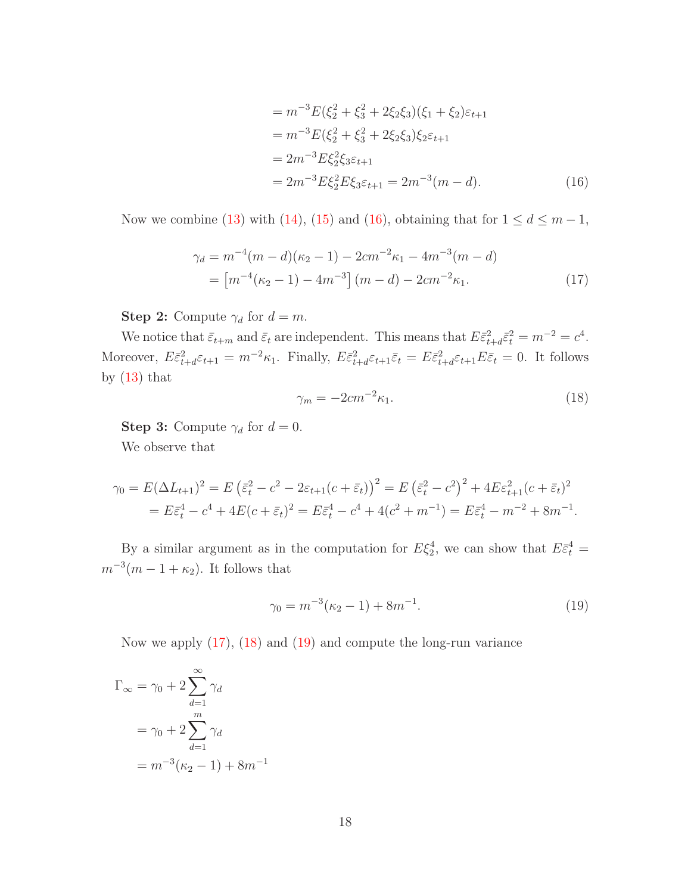$$
\begin{aligned}
&= m^{-3} E(\xi_2^2 + \xi_3^2 + 2\xi_2\xi_3)(\xi_1 + \xi_2)\varepsilon_{t+1} \\
&= m^{-3} E(\xi_2^2 + \xi_3^2 + 2\xi_2\xi_3)\xi_2\varepsilon_{t+1} \\
&= 2m^{-3} E\xi_2^2\xi_3\varepsilon_{t+1} \\
&= 2m^{-3} E\xi_2^2 E\xi_3\varepsilon_{t+1} = 2m^{-3}(m-d). \qquad (16)
\end{aligned}
$$

Now we combine (13) with (14), (15) and (16), obtaining that for $1 \le d \le m-1$,

$$
\begin{aligned}
\gamma_d &= m^{-4}(m-d)(\kappa_2 - 1) - 2cm^{-2}\kappa_1 - 4m^{-3}(m-d) \\
&= \left[m^{-4}(\kappa_2 - 1) - 4m^{-3}\right](m-d) - 2cm^{-2}\kappa_1. \qquad (17)
\end{aligned}
$$

**Step 2:** Compute $\gamma_d$ for $d = m$.

We notice that $\bar{\varepsilon}_{t+m}$ and $\bar{\varepsilon}_t$ are independent. This means that $E\bar{\varepsilon}_{t+d}^2\bar{\varepsilon}_t^2 = m^{-2} = c^4$. Moreover, $E\bar{\varepsilon}_{t+d}^2\varepsilon_{t+1} = m^{-2}\kappa_1$. Finally, $E\bar{\varepsilon}_{t+d}^2\varepsilon_{t+1}\bar{\varepsilon}_t = E\bar{\varepsilon}_{t+d}^2\varepsilon_{t+1}E\bar{\varepsilon}_t = 0$. It follows by (13) that

$$
\gamma_m = -2cm^{-2}\kappa_1. \qquad (18)
$$

**Step 3:** Compute $\gamma_d$ for $d = 0$.

We observe that

$$
\begin{aligned}
\gamma_0 = E(\Delta L_{t+1})^2 &= E\left(\bar{\varepsilon}_t^2 - c^2 - 2\varepsilon_{t+1}(c + \bar{\varepsilon}_t)\right)^2 = E\left(\bar{\varepsilon}_t^2 - c^2\right)^2 + 4E\varepsilon_{t+1}^2(c + \bar{\varepsilon}_t)^2 \\
&= E\bar{\varepsilon}_t^4 - c^4 + 4E(c + \bar{\varepsilon}_t)^2 = E\bar{\varepsilon}_t^4 - c^4 + 4(c^2 + m^{-1}) = E\bar{\varepsilon}_t^4 - m^{-2} + 8m^{-1}.
\end{aligned}
$$

By a similar argument as in the computation for $E\xi_2^4$, we can show that $E\bar{\varepsilon}_t^4 = m^{-3}(m - 1 + \kappa_2)$. It follows that

$$
\gamma_0 = m^{-3}(\kappa_2 - 1) + 8m^{-1}. \qquad (19)
$$

Now we apply (17), (18) and (19) and compute the long-run variance

$$
\begin{aligned}
\Gamma_\infty &= \gamma_0 + 2\sum_{d=1}^{\infty} \gamma_d \\
&= \gamma_0 + 2\sum_{d=1}^{m} \gamma_d \\
&= m^{-3}(\kappa_2 - 1) + 8m^{-1}
\end{aligned}
$$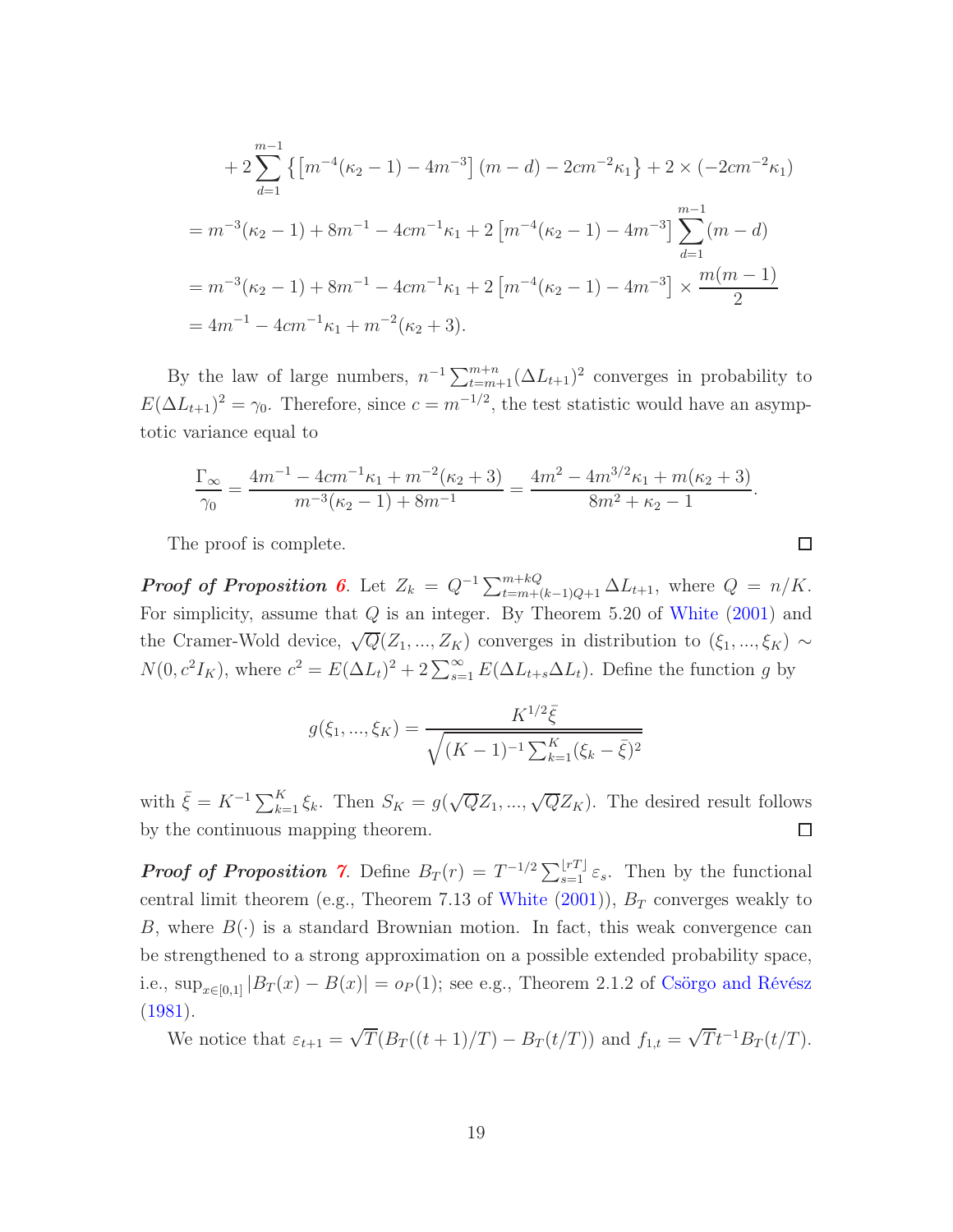$$
\begin{aligned}
&+ 2\sum_{d=1}^{m-1}\left\{\left[m^{-4}(\kappa_2-1) - 4m^{-3}\right](m-d) - 2cm^{-2}\kappa_1\right\} + 2\times(-2cm^{-2}\kappa_1) \\
&= m^{-3}(\kappa_2-1) + 8m^{-1} - 4cm^{-1}\kappa_1 + 2\left[m^{-4}(\kappa_2-1) - 4m^{-3}\right]\sum_{d=1}^{m-1}(m-d) \\
&= m^{-3}(\kappa_2-1) + 8m^{-1} - 4cm^{-1}\kappa_1 + 2\left[m^{-4}(\kappa_2-1) - 4m^{-3}\right]\times\frac{m(m-1)}{2} \\
&= 4m^{-1} - 4cm^{-1}\kappa_1 + m^{-2}(\kappa_2+3).
\end{aligned}
$$

By the law of large numbers, $n^{-1}\sum_{t=m+1}^{m+n}(\Delta L_{t+1})^2$ converges in probability to $E(\Delta L_{t+1})^2 = \gamma_0$. Therefore, since $c = m^{-1/2}$, the test statistic would have an asymptotic variance equal to

$$
\frac{\Gamma_\infty}{\gamma_0} = \frac{4m^{-1} - 4cm^{-1}\kappa_1 + m^{-2}(\kappa_2+3)}{m^{-3}(\kappa_2-1) + 8m^{-1}} = \frac{4m^2 - 4m^{3/2}\kappa_1 + m(\kappa_2+3)}{8m^2 + \kappa_2 - 1}.
$$

The proof is complete. □

***Proof of Proposition 6***. Let $Z_k = Q^{-1}\sum_{t=m+(k-1)Q+1}^{m+kQ}\Delta L_{t+1}$, where $Q = n/K$. For simplicity, assume that $Q$ is an integer. By Theorem 5.20 of White (2001) and the Cramer-Wold device, $\sqrt{Q}(Z_1, ..., Z_K)$ converges in distribution to $(\xi_1, ..., \xi_K) \sim N(0, c^2 I_K)$, where $c^2 = E(\Delta L_t)^2 + 2\sum_{s=1}^{\infty}E(\Delta L_{t+s}\Delta L_t)$. Define the function $g$ by

$$
g(\xi_1, ..., \xi_K) = \frac{K^{1/2}\bar{\xi}}{\sqrt{(K-1)^{-1}\sum_{k=1}^{K}(\xi_k - \bar{\xi})^2}}
$$

with $\bar{\xi} = K^{-1}\sum_{k=1}^{K}\xi_k$. Then $S_K = g(\sqrt{Q}Z_1, ..., \sqrt{Q}Z_K)$. The desired result follows by the continuous mapping theorem. □

***Proof of Proposition 7***. Define $B_T(r) = T^{-1/2}\sum_{s=1}^{\lfloor rT\rfloor}\varepsilon_s$. Then by the functional central limit theorem (e.g., Theorem 7.13 of White (2001)), $B_T$ converges weakly to $B$, where $B(\cdot)$ is a standard Brownian motion. In fact, this weak convergence can be strengthened to a strong approximation on a possible extended probability space, i.e., $\sup_{x\in[0,1]}|B_T(x) - B(x)| = o_P(1)$; see e.g., Theorem 2.1.2 of Csörgo and Révész (1981).

We notice that $\varepsilon_{t+1} = \sqrt{T}(B_T((t+1)/T) - B_T(t/T))$ and $f_{1,t} = \sqrt{T}t^{-1}B_T(t/T)$.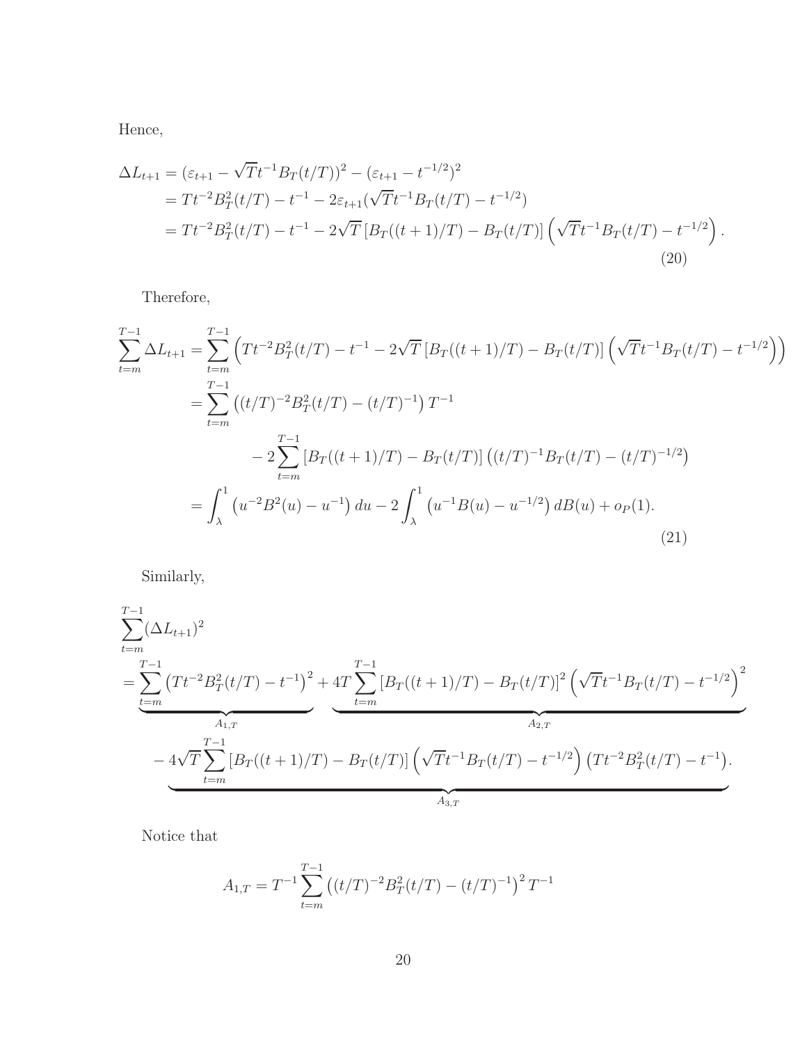Hence,

$$
\begin{aligned}
\Delta L_{t+1} &= (\varepsilon_{t+1} - \sqrt{T} t^{-1} B_T(t/T))^2 - (\varepsilon_{t+1} - t^{-1/2})^2 \\
&= T t^{-2} B_T^2(t/T) - t^{-1} - 2\varepsilon_{t+1}(\sqrt{T} t^{-1} B_T(t/T) - t^{-1/2}) \\
&= T t^{-2} B_T^2(t/T) - t^{-1} - 2\sqrt{T} \left[B_T((t+1)/T) - B_T(t/T)\right] \left(\sqrt{T} t^{-1} B_T(t/T) - t^{-1/2}\right).
\end{aligned} \tag{20}
$$

Therefore,

$$
\begin{aligned}
\sum_{t=m}^{T-1} \Delta L_{t+1} &= \sum_{t=m}^{T-1} \left( T t^{-2} B_T^2(t/T) - t^{-1} - 2\sqrt{T} \left[B_T((t+1)/T) - B_T(t/T)\right] \left(\sqrt{T} t^{-1} B_T(t/T) - t^{-1/2}\right) \right) \\
&= \sum_{t=m}^{T-1} \left( (t/T)^{-2} B_T^2(t/T) - (t/T)^{-1} \right) T^{-1} \\
&\qquad - 2 \sum_{t=m}^{T-1} \left[B_T((t+1)/T) - B_T(t/T)\right] \left( (t/T)^{-1} B_T(t/T) - (t/T)^{-1/2} \right) \\
&= \int_\lambda^1 \left( u^{-2} B^2(u) - u^{-1} \right) du - 2 \int_\lambda^1 \left( u^{-1} B(u) - u^{-1/2} \right) dB(u) + o_P(1).
\end{aligned} \tag{21}
$$

Similarly,

$$
\begin{aligned}
&\sum_{t=m}^{T-1} (\Delta L_{t+1})^2 \\
&= \underbrace{\sum_{t=m}^{T-1} \left( T t^{-2} B_T^2(t/T) - t^{-1} \right)^2}_{A_{1,T}} + \underbrace{4T \sum_{t=m}^{T-1} \left[B_T((t+1)/T) - B_T(t/T)\right]^2 \left( \sqrt{T} t^{-1} B_T(t/T) - t^{-1/2} \right)^2}_{A_{2,T}} \\
&\quad \underbrace{- 4\sqrt{T} \sum_{t=m}^{T-1} \left[B_T((t+1)/T) - B_T(t/T)\right] \left( \sqrt{T} t^{-1} B_T(t/T) - t^{-1/2} \right) \left( T t^{-2} B_T^2(t/T) - t^{-1} \right)}_{A_{3,T}}.
\end{aligned}
$$

Notice that

$$
A_{1,T} = T^{-1} \sum_{t=m}^{T-1} \left( (t/T)^{-2} B_T^2(t/T) - (t/T)^{-1} \right)^2 T^{-1}
$$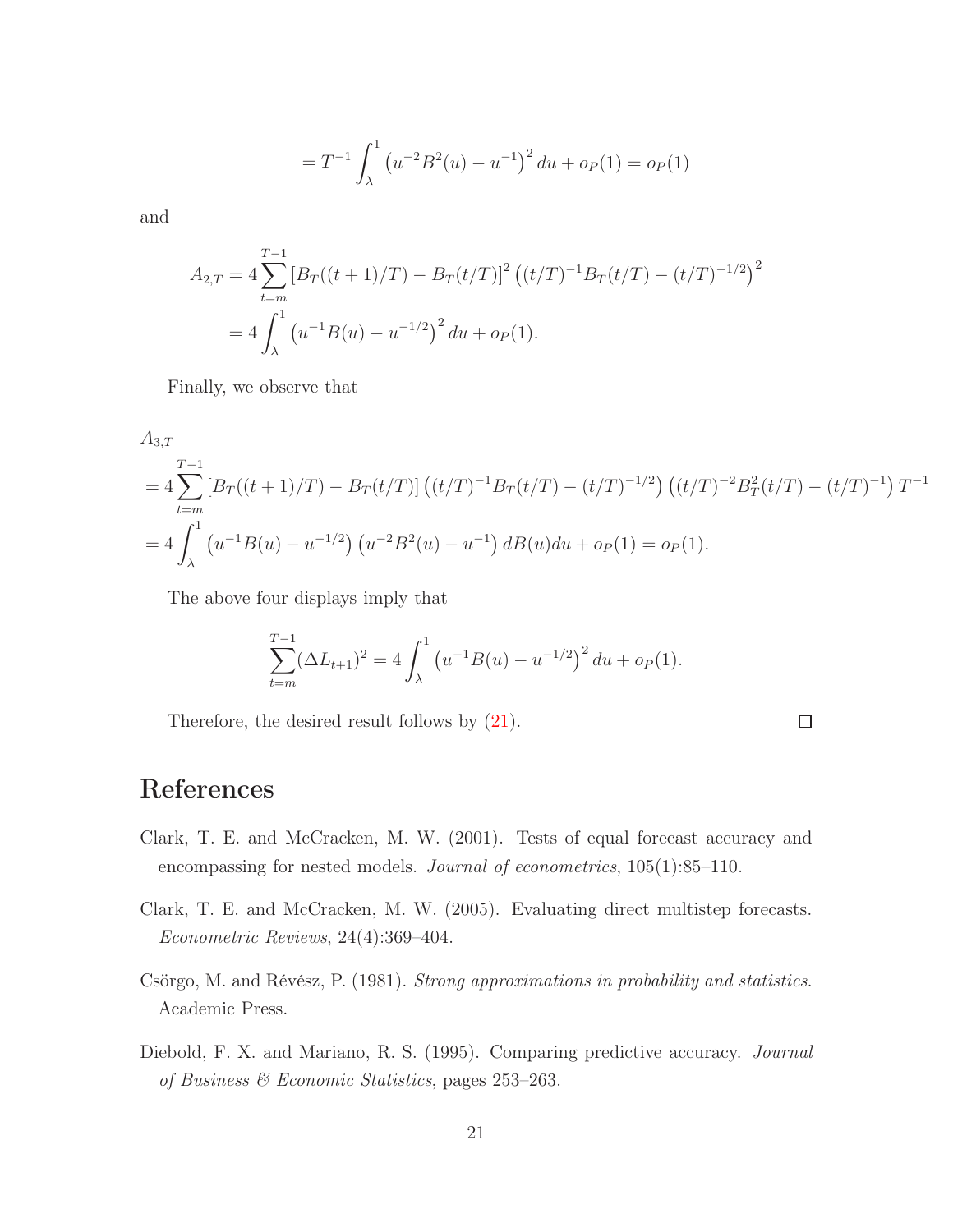$$= T^{-1} \int_{\lambda}^{1} \left(u^{-2} B^2(u) - u^{-1}\right)^2 du + o_P(1) = o_P(1)$$

and

$$\begin{aligned}
A_{2,T} &= 4 \sum_{t=m}^{T-1} \left[B_T((t+1)/T) - B_T(t/T)\right]^2 \left((t/T)^{-1} B_T(t/T) - (t/T)^{-1/2}\right)^2 \\
&= 4 \int_{\lambda}^{1} \left(u^{-1} B(u) - u^{-1/2}\right)^2 du + o_P(1).
\end{aligned}$$

Finally, we observe that

$$\begin{aligned}
&A_{3,T} \\
&= 4 \sum_{t=m}^{T-1} \left[B_T((t+1)/T) - B_T(t/T)\right] \left((t/T)^{-1} B_T(t/T) - (t/T)^{-1/2}\right) \left((t/T)^{-2} B_T^2(t/T) - (t/T)^{-1}\right) T^{-1} \\
&= 4 \int_{\lambda}^{1} \left(u^{-1} B(u) - u^{-1/2}\right) \left(u^{-2} B^2(u) - u^{-1}\right) dB(u) du + o_P(1) = o_P(1).
\end{aligned}$$

The above four displays imply that

$$\sum_{t=m}^{T-1} (\Delta L_{t+1})^2 = 4 \int_{\lambda}^{1} \left(u^{-1} B(u) - u^{-1/2}\right)^2 du + o_P(1).$$

Therefore, the desired result follows by (21). □

# References

Clark, T. E. and McCracken, M. W. (2001). Tests of equal forecast accuracy and encompassing for nested models. *Journal of econometrics*, 105(1):85–110.

Clark, T. E. and McCracken, M. W. (2005). Evaluating direct multistep forecasts. *Econometric Reviews*, 24(4):369–404.

Csörgo, M. and Révész, P. (1981). *Strong approximations in probability and statistics*. Academic Press.

Diebold, F. X. and Mariano, R. S. (1995). Comparing predictive accuracy. *Journal of Business & Economic Statistics*, pages 253–263.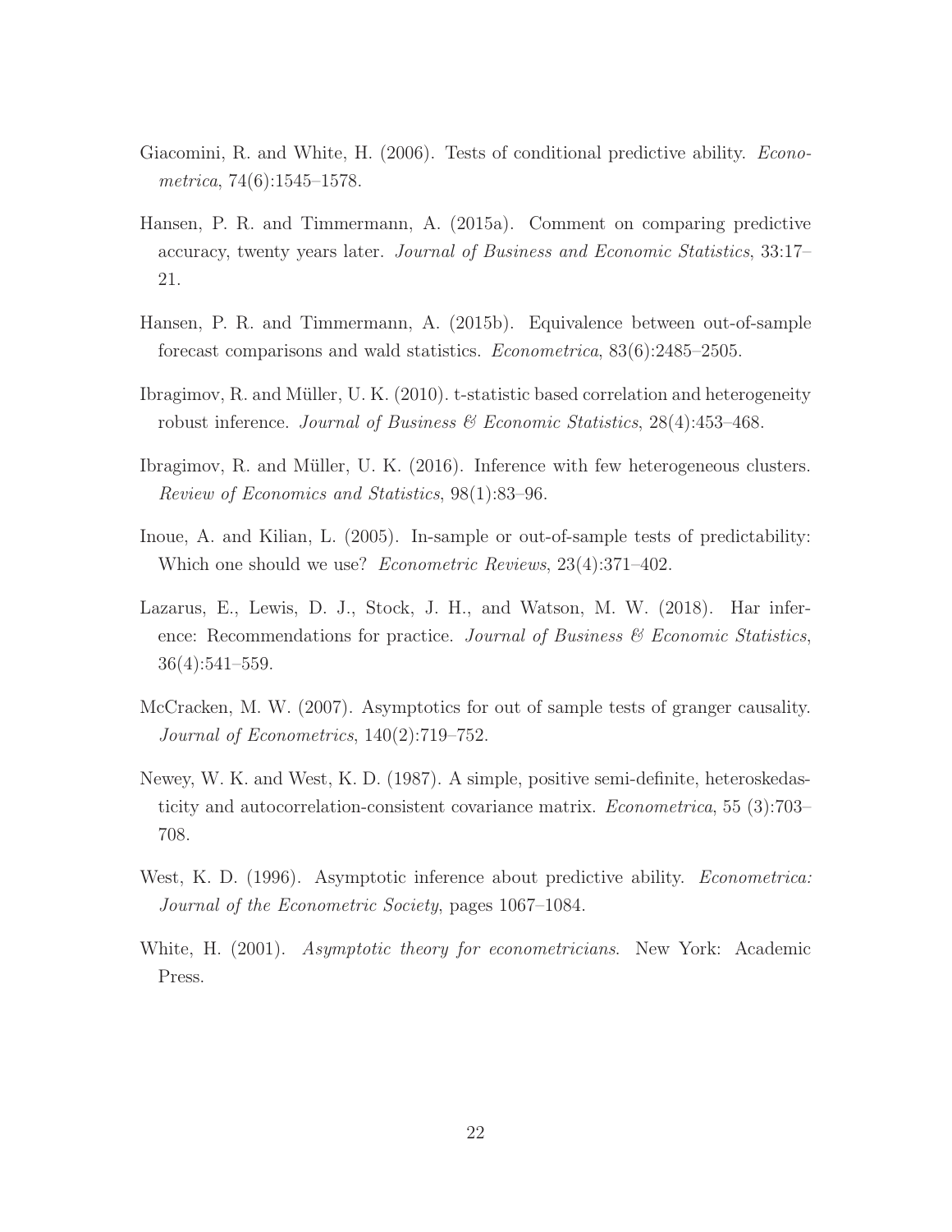Giacomini, R. and White, H. (2006). Tests of conditional predictive ability. *Econometrica*, 74(6):1545–1578.

Hansen, P. R. and Timmermann, A. (2015a). Comment on comparing predictive accuracy, twenty years later. *Journal of Business and Economic Statistics*, 33:17–21.

Hansen, P. R. and Timmermann, A. (2015b). Equivalence between out-of-sample forecast comparisons and wald statistics. *Econometrica*, 83(6):2485–2505.

Ibragimov, R. and Müller, U. K. (2010). t-statistic based correlation and heterogeneity robust inference. *Journal of Business & Economic Statistics*, 28(4):453–468.

Ibragimov, R. and Müller, U. K. (2016). Inference with few heterogeneous clusters. *Review of Economics and Statistics*, 98(1):83–96.

Inoue, A. and Kilian, L. (2005). In-sample or out-of-sample tests of predictability: Which one should we use? *Econometric Reviews*, 23(4):371–402.

Lazarus, E., Lewis, D. J., Stock, J. H., and Watson, M. W. (2018). Har inference: Recommendations for practice. *Journal of Business & Economic Statistics*, 36(4):541–559.

McCracken, M. W. (2007). Asymptotics for out of sample tests of granger causality. *Journal of Econometrics*, 140(2):719–752.

Newey, W. K. and West, K. D. (1987). A simple, positive semi-definite, heteroskedasticity and autocorrelation-consistent covariance matrix. *Econometrica*, 55 (3):703–708.

West, K. D. (1996). Asymptotic inference about predictive ability. *Econometrica: Journal of the Econometric Society*, pages 1067–1084.

White, H. (2001). *Asymptotic theory for econometricians*. New York: Academic Press.